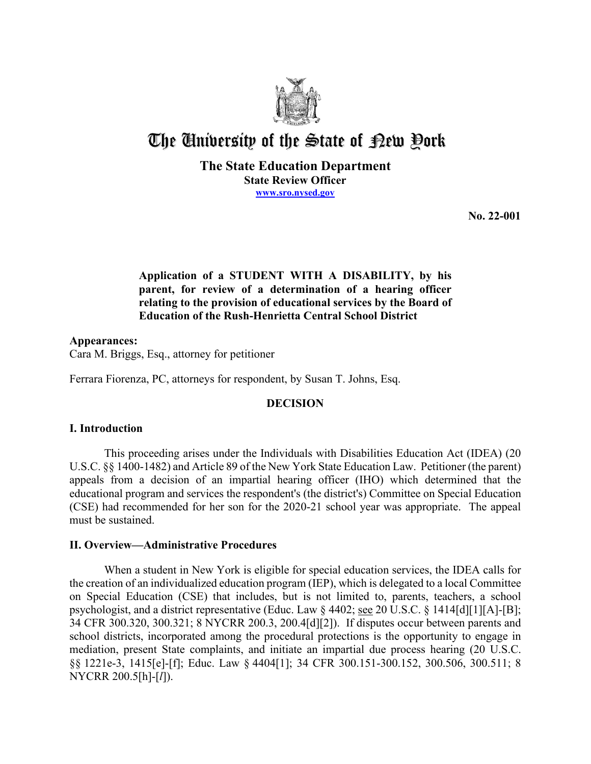# The University of the State of New York

**The State Education Department**
**State Review Officer**
**www.sro.nysed.gov**

**No. 22-001**

**Application of a STUDENT WITH A DISABILITY, by his parent, for review of a determination of a hearing officer relating to the provision of educational services by the Board of Education of the Rush-Henrietta Central School District**

**Appearances:**
Cara M. Briggs, Esq., attorney for petitioner

Ferrara Fiorenza, PC, attorneys for respondent, by Susan T. Johns, Esq.

**DECISION**

## I. Introduction

This proceeding arises under the Individuals with Disabilities Education Act (IDEA) (20 U.S.C. §§ 1400-1482) and Article 89 of the New York State Education Law. Petitioner (the parent) appeals from a decision of an impartial hearing officer (IHO) which determined that the educational program and services the respondent's (the district's) Committee on Special Education (CSE) had recommended for her son for the 2020-21 school year was appropriate. The appeal must be sustained.

## II. Overview—Administrative Procedures

When a student in New York is eligible for special education services, the IDEA calls for the creation of an individualized education program (IEP), which is delegated to a local Committee on Special Education (CSE) that includes, but is not limited to, parents, teachers, a school psychologist, and a district representative (Educ. Law § 4402; see 20 U.S.C. § 1414[d][1][A]-[B]; 34 CFR 300.320, 300.321; 8 NYCRR 200.3, 200.4[d][2]). If disputes occur between parents and school districts, incorporated among the procedural protections is the opportunity to engage in mediation, present State complaints, and initiate an impartial due process hearing (20 U.S.C. §§ 1221e-3, 1415[e]-[f]; Educ. Law § 4404[1]; 34 CFR 300.151-300.152, 300.506, 300.511; 8 NYCRR 200.5[h]-[*l*]).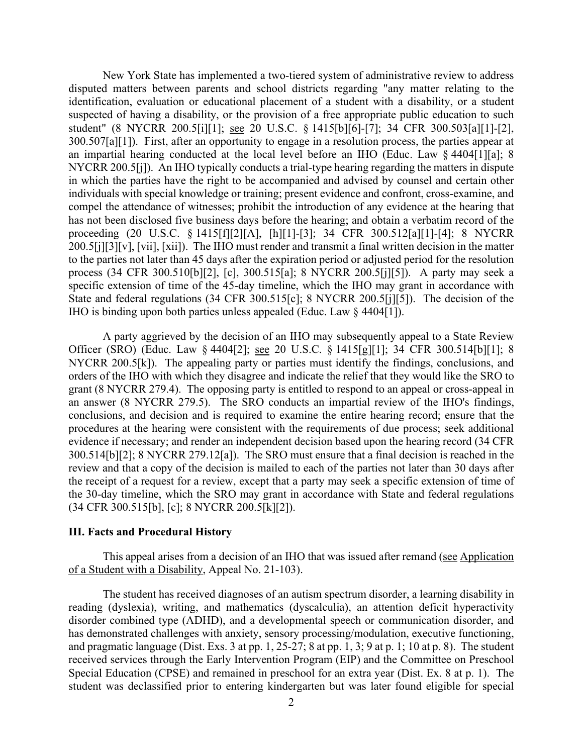New York State has implemented a two-tiered system of administrative review to address disputed matters between parents and school districts regarding "any matter relating to the identification, evaluation or educational placement of a student with a disability, or a student suspected of having a disability, or the provision of a free appropriate public education to such student" (8 NYCRR 200.5[i][1]; see 20 U.S.C. § 1415[b][6]-[7]; 34 CFR 300.503[a][1]-[2], 300.507[a][1]). First, after an opportunity to engage in a resolution process, the parties appear at an impartial hearing conducted at the local level before an IHO (Educ. Law § 4404[1][a]; 8 NYCRR 200.5[j]). An IHO typically conducts a trial-type hearing regarding the matters in dispute in which the parties have the right to be accompanied and advised by counsel and certain other individuals with special knowledge or training; present evidence and confront, cross-examine, and compel the attendance of witnesses; prohibit the introduction of any evidence at the hearing that has not been disclosed five business days before the hearing; and obtain a verbatim record of the proceeding (20 U.S.C. § 1415[f][2][A], [h][1]-[3]; 34 CFR 300.512[a][1]-[4]; 8 NYCRR 200.5[j][3][v], [vii], [xii]). The IHO must render and transmit a final written decision in the matter to the parties not later than 45 days after the expiration period or adjusted period for the resolution process (34 CFR 300.510[b][2], [c], 300.515[a]; 8 NYCRR 200.5[j][5]). A party may seek a specific extension of time of the 45-day timeline, which the IHO may grant in accordance with State and federal regulations (34 CFR 300.515[c]; 8 NYCRR 200.5[j][5]). The decision of the IHO is binding upon both parties unless appealed (Educ. Law § 4404[1]).

A party aggrieved by the decision of an IHO may subsequently appeal to a State Review Officer (SRO) (Educ. Law § 4404[2]; see 20 U.S.C. § 1415[g][1]; 34 CFR 300.514[b][1]; 8 NYCRR 200.5[k]). The appealing party or parties must identify the findings, conclusions, and orders of the IHO with which they disagree and indicate the relief that they would like the SRO to grant (8 NYCRR 279.4). The opposing party is entitled to respond to an appeal or cross-appeal in an answer (8 NYCRR 279.5). The SRO conducts an impartial review of the IHO's findings, conclusions, and decision and is required to examine the entire hearing record; ensure that the procedures at the hearing were consistent with the requirements of due process; seek additional evidence if necessary; and render an independent decision based upon the hearing record (34 CFR 300.514[b][2]; 8 NYCRR 279.12[a]). The SRO must ensure that a final decision is reached in the review and that a copy of the decision is mailed to each of the parties not later than 30 days after the receipt of a request for a review, except that a party may seek a specific extension of time of the 30-day timeline, which the SRO may grant in accordance with State and federal regulations (34 CFR 300.515[b], [c]; 8 NYCRR 200.5[k][2]).

## III. Facts and Procedural History

This appeal arises from a decision of an IHO that was issued after remand (see Application of a Student with a Disability, Appeal No. 21-103).

The student has received diagnoses of an autism spectrum disorder, a learning disability in reading (dyslexia), writing, and mathematics (dyscalculia), an attention deficit hyperactivity disorder combined type (ADHD), and a developmental speech or communication disorder, and has demonstrated challenges with anxiety, sensory processing/modulation, executive functioning, and pragmatic language (Dist. Exs. 3 at pp. 1, 25-27; 8 at pp. 1, 3; 9 at p. 1; 10 at p. 8). The student received services through the Early Intervention Program (EIP) and the Committee on Preschool Special Education (CPSE) and remained in preschool for an extra year (Dist. Ex. 8 at p. 1). The student was declassified prior to entering kindergarten but was later found eligible for special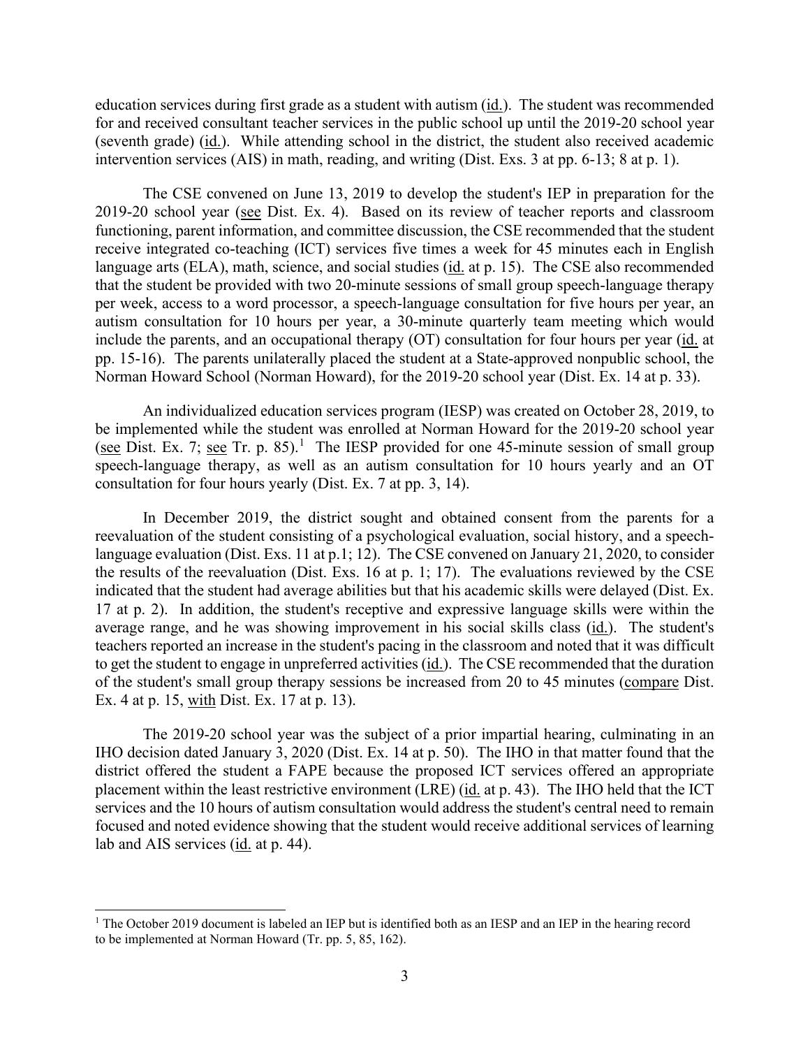education services during first grade as a student with autism (id.). The student was recommended for and received consultant teacher services in the public school up until the 2019-20 school year (seventh grade) (id.). While attending school in the district, the student also received academic intervention services (AIS) in math, reading, and writing (Dist. Exs. 3 at pp. 6-13; 8 at p. 1).

The CSE convened on June 13, 2019 to develop the student's IEP in preparation for the 2019-20 school year (see Dist. Ex. 4). Based on its review of teacher reports and classroom functioning, parent information, and committee discussion, the CSE recommended that the student receive integrated co-teaching (ICT) services five times a week for 45 minutes each in English language arts (ELA), math, science, and social studies (id. at p. 15). The CSE also recommended that the student be provided with two 20-minute sessions of small group speech-language therapy per week, access to a word processor, a speech-language consultation for five hours per year, an autism consultation for 10 hours per year, a 30-minute quarterly team meeting which would include the parents, and an occupational therapy (OT) consultation for four hours per year (id. at pp. 15-16). The parents unilaterally placed the student at a State-approved nonpublic school, the Norman Howard School (Norman Howard), for the 2019-20 school year (Dist. Ex. 14 at p. 33).

An individualized education services program (IESP) was created on October 28, 2019, to be implemented while the student was enrolled at Norman Howard for the 2019-20 school year (see Dist. Ex. 7; see Tr. p. 85).[1] The IESP provided for one 45-minute session of small group speech-language therapy, as well as an autism consultation for 10 hours yearly and an OT consultation for four hours yearly (Dist. Ex. 7 at pp. 3, 14).

In December 2019, the district sought and obtained consent from the parents for a reevaluation of the student consisting of a psychological evaluation, social history, and a speech-language evaluation (Dist. Exs. 11 at p.1; 12). The CSE convened on January 21, 2020, to consider the results of the reevaluation (Dist. Exs. 16 at p. 1; 17). The evaluations reviewed by the CSE indicated that the student had average abilities but that his academic skills were delayed (Dist. Ex. 17 at p. 2). In addition, the student's receptive and expressive language skills were within the average range, and he was showing improvement in his social skills class (id.). The student's teachers reported an increase in the student's pacing in the classroom and noted that it was difficult to get the student to engage in unpreferred activities (id.). The CSE recommended that the duration of the student's small group therapy sessions be increased from 20 to 45 minutes (compare Dist. Ex. 4 at p. 15, with Dist. Ex. 17 at p. 13).

The 2019-20 school year was the subject of a prior impartial hearing, culminating in an IHO decision dated January 3, 2020 (Dist. Ex. 14 at p. 50). The IHO in that matter found that the district offered the student a FAPE because the proposed ICT services offered an appropriate placement within the least restrictive environment (LRE) (id. at p. 43). The IHO held that the ICT services and the 10 hours of autism consultation would address the student's central need to remain focused and noted evidence showing that the student would receive additional services of learning lab and AIS services (id. at p. 44).

[1] The October 2019 document is labeled an IEP but is identified both as an IESP and an IEP in the hearing record to be implemented at Norman Howard (Tr. pp. 5, 85, 162).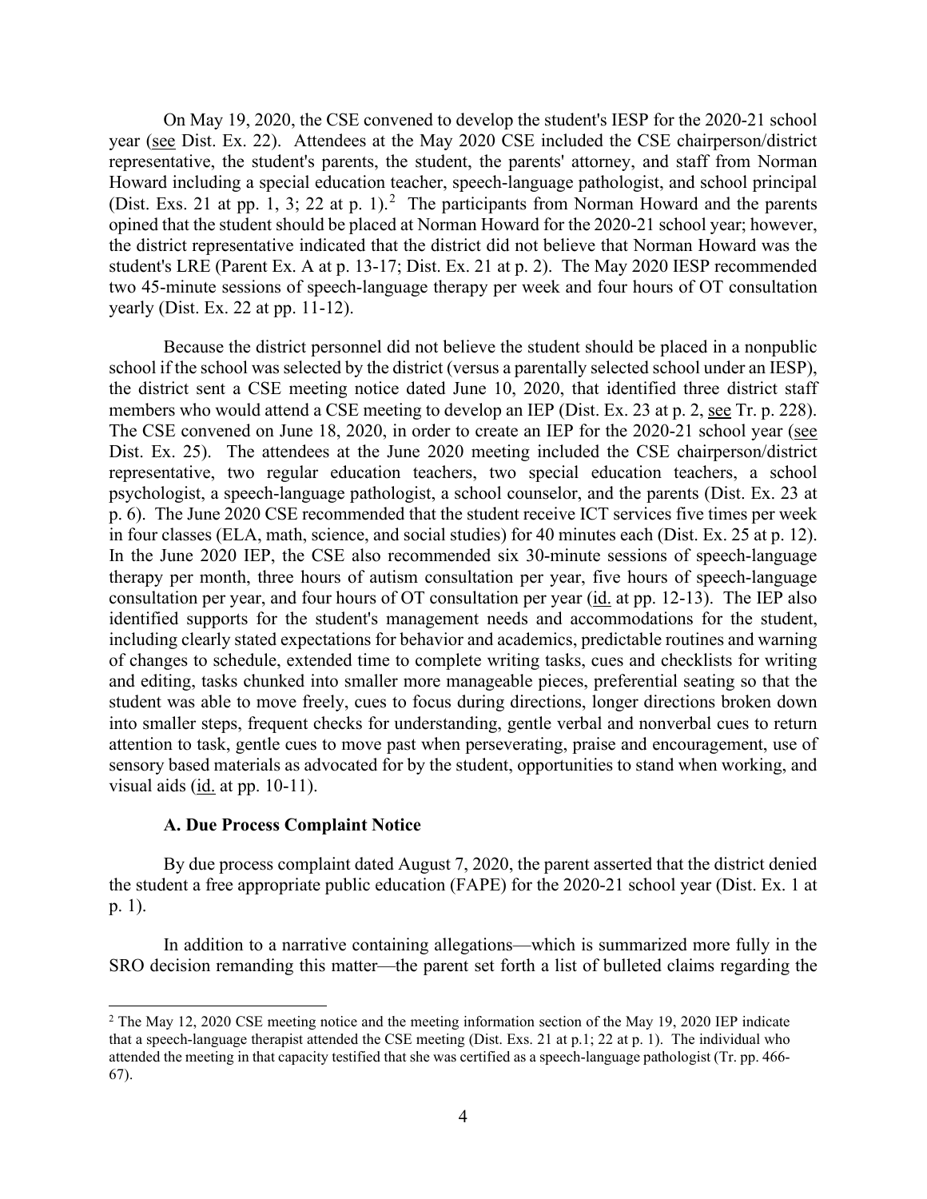On May 19, 2020, the CSE convened to develop the student's IESP for the 2020-21 school year (see Dist. Ex. 22). Attendees at the May 2020 CSE included the CSE chairperson/district representative, the student's parents, the student, the parents' attorney, and staff from Norman Howard including a special education teacher, speech-language pathologist, and school principal (Dist. Exs. 21 at pp. 1, 3; 22 at p. 1).[2] The participants from Norman Howard and the parents opined that the student should be placed at Norman Howard for the 2020-21 school year; however, the district representative indicated that the district did not believe that Norman Howard was the student's LRE (Parent Ex. A at p. 13-17; Dist. Ex. 21 at p. 2). The May 2020 IESP recommended two 45-minute sessions of speech-language therapy per week and four hours of OT consultation yearly (Dist. Ex. 22 at pp. 11-12).

Because the district personnel did not believe the student should be placed in a nonpublic school if the school was selected by the district (versus a parentally selected school under an IESP), the district sent a CSE meeting notice dated June 10, 2020, that identified three district staff members who would attend a CSE meeting to develop an IEP (Dist. Ex. 23 at p. 2, see Tr. p. 228). The CSE convened on June 18, 2020, in order to create an IEP for the 2020-21 school year (see Dist. Ex. 25). The attendees at the June 2020 meeting included the CSE chairperson/district representative, two regular education teachers, two special education teachers, a school psychologist, a speech-language pathologist, a school counselor, and the parents (Dist. Ex. 23 at p. 6). The June 2020 CSE recommended that the student receive ICT services five times per week in four classes (ELA, math, science, and social studies) for 40 minutes each (Dist. Ex. 25 at p. 12). In the June 2020 IEP, the CSE also recommended six 30-minute sessions of speech-language therapy per month, three hours of autism consultation per year, five hours of speech-language consultation per year, and four hours of OT consultation per year (id. at pp. 12-13). The IEP also identified supports for the student's management needs and accommodations for the student, including clearly stated expectations for behavior and academics, predictable routines and warning of changes to schedule, extended time to complete writing tasks, cues and checklists for writing and editing, tasks chunked into smaller more manageable pieces, preferential seating so that the student was able to move freely, cues to focus during directions, longer directions broken down into smaller steps, frequent checks for understanding, gentle verbal and nonverbal cues to return attention to task, gentle cues to move past when perseverating, praise and encouragement, use of sensory based materials as advocated for by the student, opportunities to stand when working, and visual aids (id. at pp. 10-11).

### A. Due Process Complaint Notice

By due process complaint dated August 7, 2020, the parent asserted that the district denied the student a free appropriate public education (FAPE) for the 2020-21 school year (Dist. Ex. 1 at p. 1).

In addition to a narrative containing allegations—which is summarized more fully in the SRO decision remanding this matter—the parent set forth a list of bulleted claims regarding the

[2] The May 12, 2020 CSE meeting notice and the meeting information section of the May 19, 2020 IEP indicate that a speech-language therapist attended the CSE meeting (Dist. Exs. 21 at p.1; 22 at p. 1). The individual who attended the meeting in that capacity testified that she was certified as a speech-language pathologist (Tr. pp. 466-67).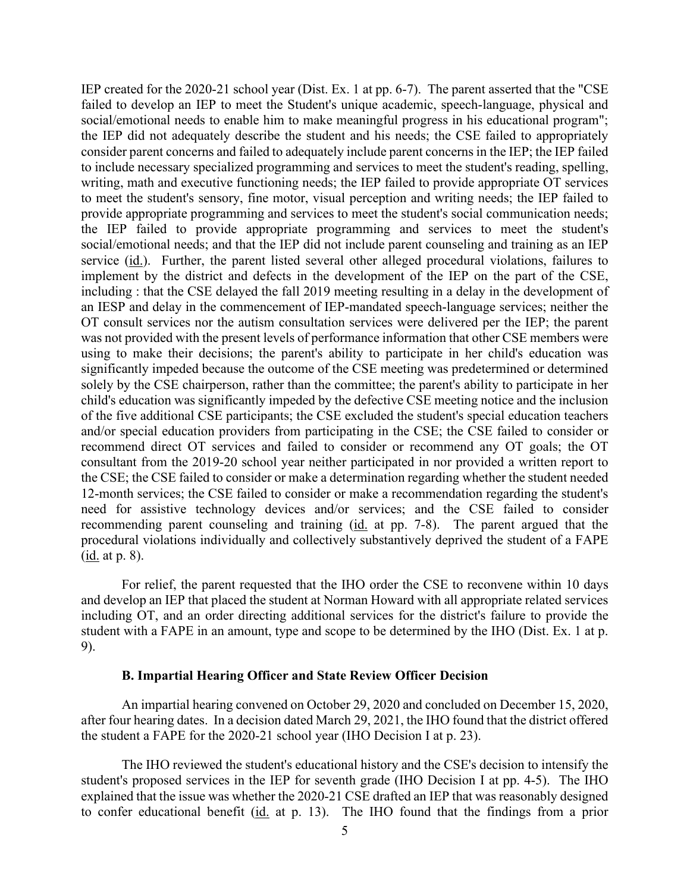IEP created for the 2020-21 school year (Dist. Ex. 1 at pp. 6-7). The parent asserted that the "CSE failed to develop an IEP to meet the Student's unique academic, speech-language, physical and social/emotional needs to enable him to make meaningful progress in his educational program"; the IEP did not adequately describe the student and his needs; the CSE failed to appropriately consider parent concerns and failed to adequately include parent concerns in the IEP; the IEP failed to include necessary specialized programming and services to meet the student's reading, spelling, writing, math and executive functioning needs; the IEP failed to provide appropriate OT services to meet the student's sensory, fine motor, visual perception and writing needs; the IEP failed to provide appropriate programming and services to meet the student's social communication needs; the IEP failed to provide appropriate programming and services to meet the student's social/emotional needs; and that the IEP did not include parent counseling and training as an IEP service (id.). Further, the parent listed several other alleged procedural violations, failures to implement by the district and defects in the development of the IEP on the part of the CSE, including : that the CSE delayed the fall 2019 meeting resulting in a delay in the development of an IESP and delay in the commencement of IEP-mandated speech-language services; neither the OT consult services nor the autism consultation services were delivered per the IEP; the parent was not provided with the present levels of performance information that other CSE members were using to make their decisions; the parent's ability to participate in her child's education was significantly impeded because the outcome of the CSE meeting was predetermined or determined solely by the CSE chairperson, rather than the committee; the parent's ability to participate in her child's education was significantly impeded by the defective CSE meeting notice and the inclusion of the five additional CSE participants; the CSE excluded the student's special education teachers and/or special education providers from participating in the CSE; the CSE failed to consider or recommend direct OT services and failed to consider or recommend any OT goals; the OT consultant from the 2019-20 school year neither participated in nor provided a written report to the CSE; the CSE failed to consider or make a determination regarding whether the student needed 12-month services; the CSE failed to consider or make a recommendation regarding the student's need for assistive technology devices and/or services; and the CSE failed to consider recommending parent counseling and training (id. at pp. 7-8). The parent argued that the procedural violations individually and collectively substantively deprived the student of a FAPE (id. at p. 8).

For relief, the parent requested that the IHO order the CSE to reconvene within 10 days and develop an IEP that placed the student at Norman Howard with all appropriate related services including OT, and an order directing additional services for the district's failure to provide the student with a FAPE in an amount, type and scope to be determined by the IHO (Dist. Ex. 1 at p. 9).

### B. Impartial Hearing Officer and State Review Officer Decision

An impartial hearing convened on October 29, 2020 and concluded on December 15, 2020, after four hearing dates. In a decision dated March 29, 2021, the IHO found that the district offered the student a FAPE for the 2020-21 school year (IHO Decision I at p. 23).

The IHO reviewed the student's educational history and the CSE's decision to intensify the student's proposed services in the IEP for seventh grade (IHO Decision I at pp. 4-5). The IHO explained that the issue was whether the 2020-21 CSE drafted an IEP that was reasonably designed to confer educational benefit (id. at p. 13). The IHO found that the findings from a prior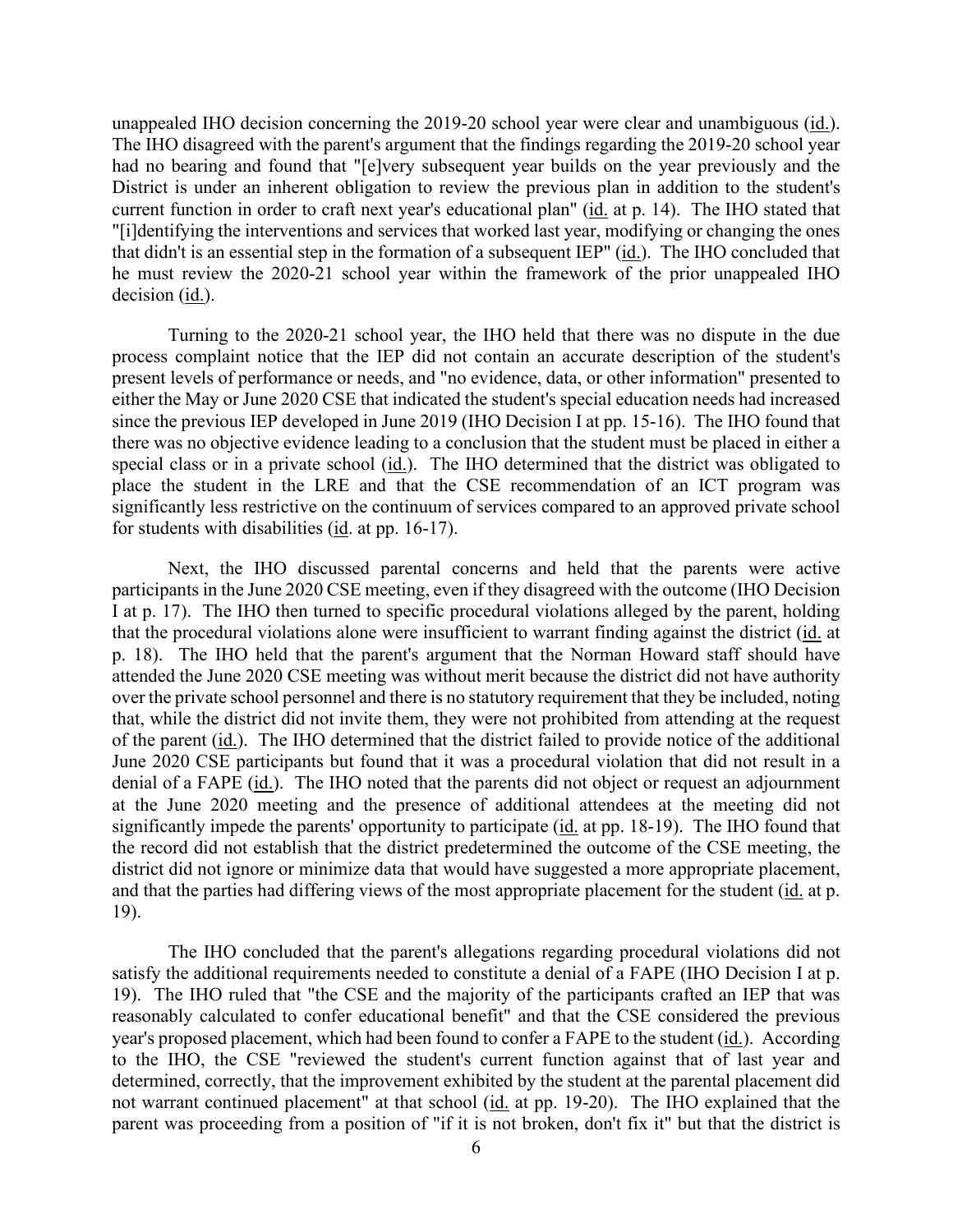unappealed IHO decision concerning the 2019-20 school year were clear and unambiguous (id.). The IHO disagreed with the parent's argument that the findings regarding the 2019-20 school year had no bearing and found that "[e]very subsequent year builds on the year previously and the District is under an inherent obligation to review the previous plan in addition to the student's current function in order to craft next year's educational plan" (id. at p. 14). The IHO stated that "[i]dentifying the interventions and services that worked last year, modifying or changing the ones that didn't is an essential step in the formation of a subsequent IEP" (id.). The IHO concluded that he must review the 2020-21 school year within the framework of the prior unappealed IHO decision (id.).

Turning to the 2020-21 school year, the IHO held that there was no dispute in the due process complaint notice that the IEP did not contain an accurate description of the student's present levels of performance or needs, and "no evidence, data, or other information" presented to either the May or June 2020 CSE that indicated the student's special education needs had increased since the previous IEP developed in June 2019 (IHO Decision I at pp. 15-16). The IHO found that there was no objective evidence leading to a conclusion that the student must be placed in either a special class or in a private school (id.). The IHO determined that the district was obligated to place the student in the LRE and that the CSE recommendation of an ICT program was significantly less restrictive on the continuum of services compared to an approved private school for students with disabilities (id. at pp. 16-17).

Next, the IHO discussed parental concerns and held that the parents were active participants in the June 2020 CSE meeting, even if they disagreed with the outcome (IHO Decision I at p. 17). The IHO then turned to specific procedural violations alleged by the parent, holding that the procedural violations alone were insufficient to warrant finding against the district (id. at p. 18). The IHO held that the parent's argument that the Norman Howard staff should have attended the June 2020 CSE meeting was without merit because the district did not have authority over the private school personnel and there is no statutory requirement that they be included, noting that, while the district did not invite them, they were not prohibited from attending at the request of the parent (id.). The IHO determined that the district failed to provide notice of the additional June 2020 CSE participants but found that it was a procedural violation that did not result in a denial of a FAPE (id.). The IHO noted that the parents did not object or request an adjournment at the June 2020 meeting and the presence of additional attendees at the meeting did not significantly impede the parents' opportunity to participate (id. at pp. 18-19). The IHO found that the record did not establish that the district predetermined the outcome of the CSE meeting, the district did not ignore or minimize data that would have suggested a more appropriate placement, and that the parties had differing views of the most appropriate placement for the student (id. at p. 19).

The IHO concluded that the parent's allegations regarding procedural violations did not satisfy the additional requirements needed to constitute a denial of a FAPE (IHO Decision I at p. 19). The IHO ruled that "the CSE and the majority of the participants crafted an IEP that was reasonably calculated to confer educational benefit" and that the CSE considered the previous year's proposed placement, which had been found to confer a FAPE to the student (id.). According to the IHO, the CSE "reviewed the student's current function against that of last year and determined, correctly, that the improvement exhibited by the student at the parental placement did not warrant continued placement" at that school (id. at pp. 19-20). The IHO explained that the parent was proceeding from a position of "if it is not broken, don't fix it" but that the district is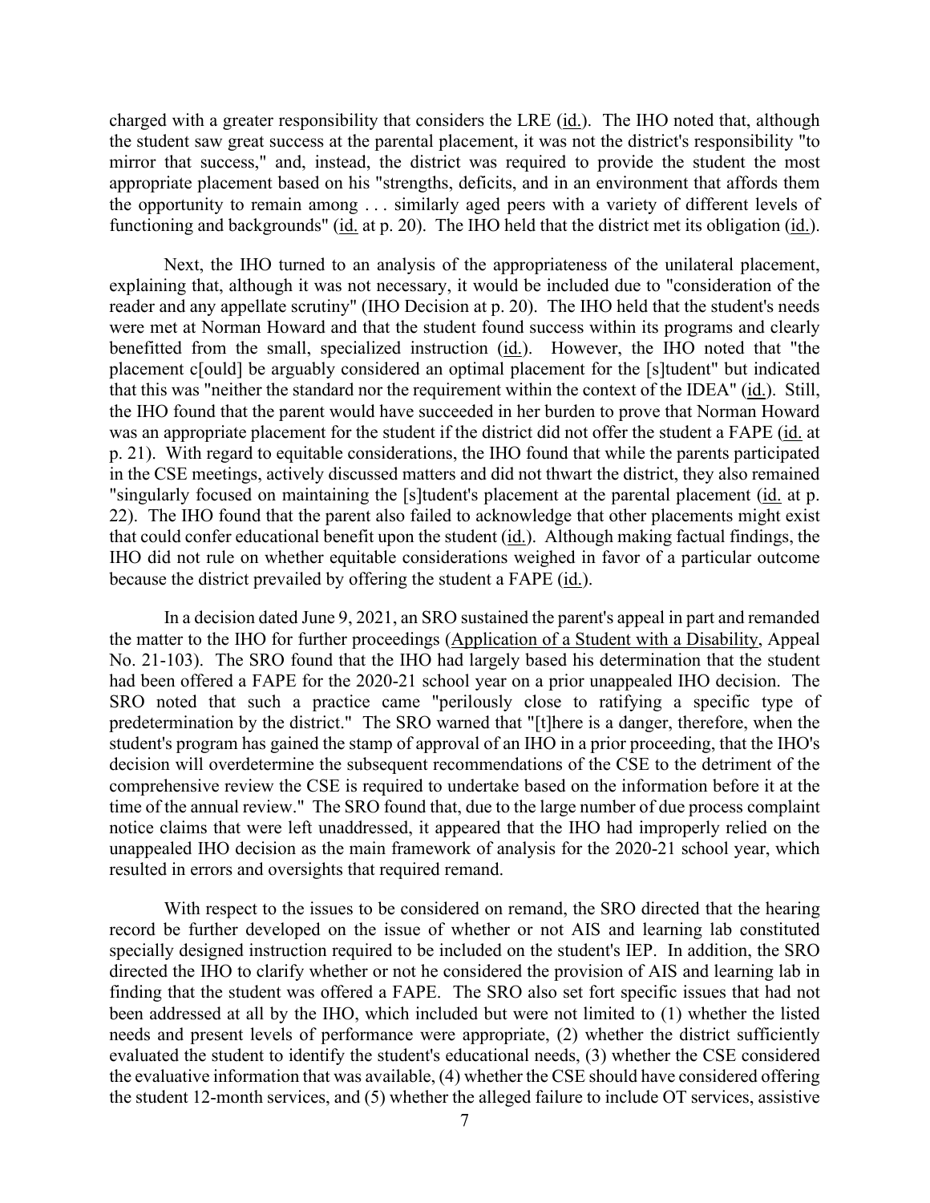charged with a greater responsibility that considers the LRE (id.). The IHO noted that, although the student saw great success at the parental placement, it was not the district's responsibility "to mirror that success," and, instead, the district was required to provide the student the most appropriate placement based on his "strengths, deficits, and in an environment that affords them the opportunity to remain among . . . similarly aged peers with a variety of different levels of functioning and backgrounds" (id. at p. 20). The IHO held that the district met its obligation (id.).

Next, the IHO turned to an analysis of the appropriateness of the unilateral placement, explaining that, although it was not necessary, it would be included due to "consideration of the reader and any appellate scrutiny" (IHO Decision at p. 20). The IHO held that the student's needs were met at Norman Howard and that the student found success within its programs and clearly benefitted from the small, specialized instruction (id.). However, the IHO noted that "the placement c[ould] be arguably considered an optimal placement for the [s]tudent" but indicated that this was "neither the standard nor the requirement within the context of the IDEA" (id.). Still, the IHO found that the parent would have succeeded in her burden to prove that Norman Howard was an appropriate placement for the student if the district did not offer the student a FAPE (id. at p. 21). With regard to equitable considerations, the IHO found that while the parents participated in the CSE meetings, actively discussed matters and did not thwart the district, they also remained "singularly focused on maintaining the [s]tudent's placement at the parental placement (id. at p. 22). The IHO found that the parent also failed to acknowledge that other placements might exist that could confer educational benefit upon the student (id.). Although making factual findings, the IHO did not rule on whether equitable considerations weighed in favor of a particular outcome because the district prevailed by offering the student a FAPE (id.).

In a decision dated June 9, 2021, an SRO sustained the parent's appeal in part and remanded the matter to the IHO for further proceedings (Application of a Student with a Disability, Appeal No. 21-103). The SRO found that the IHO had largely based his determination that the student had been offered a FAPE for the 2020-21 school year on a prior unappealed IHO decision. The SRO noted that such a practice came "perilously close to ratifying a specific type of predetermination by the district." The SRO warned that "[t]here is a danger, therefore, when the student's program has gained the stamp of approval of an IHO in a prior proceeding, that the IHO's decision will overdetermine the subsequent recommendations of the CSE to the detriment of the comprehensive review the CSE is required to undertake based on the information before it at the time of the annual review." The SRO found that, due to the large number of due process complaint notice claims that were left unaddressed, it appeared that the IHO had improperly relied on the unappealed IHO decision as the main framework of analysis for the 2020-21 school year, which resulted in errors and oversights that required remand.

With respect to the issues to be considered on remand, the SRO directed that the hearing record be further developed on the issue of whether or not AIS and learning lab constituted specially designed instruction required to be included on the student's IEP. In addition, the SRO directed the IHO to clarify whether or not he considered the provision of AIS and learning lab in finding that the student was offered a FAPE. The SRO also set fort specific issues that had not been addressed at all by the IHO, which included but were not limited to (1) whether the listed needs and present levels of performance were appropriate, (2) whether the district sufficiently evaluated the student to identify the student's educational needs, (3) whether the CSE considered the evaluative information that was available, (4) whether the CSE should have considered offering the student 12-month services, and (5) whether the alleged failure to include OT services, assistive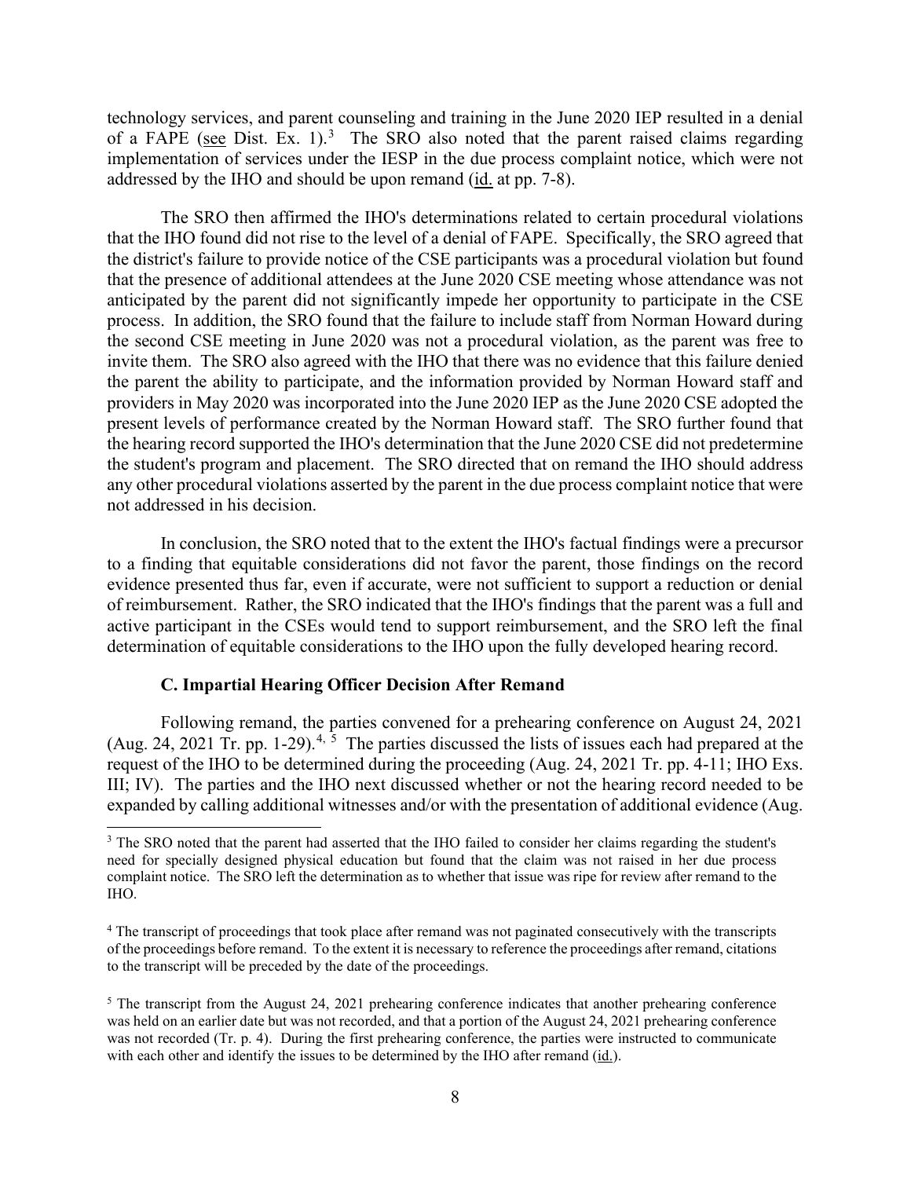technology services, and parent counseling and training in the June 2020 IEP resulted in a denial of a FAPE (see Dist. Ex. 1).[3] The SRO also noted that the parent raised claims regarding implementation of services under the IESP in the due process complaint notice, which were not addressed by the IHO and should be upon remand (id. at pp. 7-8).

The SRO then affirmed the IHO's determinations related to certain procedural violations that the IHO found did not rise to the level of a denial of FAPE. Specifically, the SRO agreed that the district's failure to provide notice of the CSE participants was a procedural violation but found that the presence of additional attendees at the June 2020 CSE meeting whose attendance was not anticipated by the parent did not significantly impede her opportunity to participate in the CSE process. In addition, the SRO found that the failure to include staff from Norman Howard during the second CSE meeting in June 2020 was not a procedural violation, as the parent was free to invite them. The SRO also agreed with the IHO that there was no evidence that this failure denied the parent the ability to participate, and the information provided by Norman Howard staff and providers in May 2020 was incorporated into the June 2020 IEP as the June 2020 CSE adopted the present levels of performance created by the Norman Howard staff. The SRO further found that the hearing record supported the IHO's determination that the June 2020 CSE did not predetermine the student's program and placement. The SRO directed that on remand the IHO should address any other procedural violations asserted by the parent in the due process complaint notice that were not addressed in his decision.

In conclusion, the SRO noted that to the extent the IHO's factual findings were a precursor to a finding that equitable considerations did not favor the parent, those findings on the record evidence presented thus far, even if accurate, were not sufficient to support a reduction or denial of reimbursement. Rather, the SRO indicated that the IHO's findings that the parent was a full and active participant in the CSEs would tend to support reimbursement, and the SRO left the final determination of equitable considerations to the IHO upon the fully developed hearing record.

### C. Impartial Hearing Officer Decision After Remand

Following remand, the parties convened for a prehearing conference on August 24, 2021 (Aug. 24, 2021 Tr. pp. 1-29).[4, 5] The parties discussed the lists of issues each had prepared at the request of the IHO to be determined during the proceeding (Aug. 24, 2021 Tr. pp. 4-11; IHO Exs. III; IV). The parties and the IHO next discussed whether or not the hearing record needed to be expanded by calling additional witnesses and/or with the presentation of additional evidence (Aug.

---

[3] The SRO noted that the parent had asserted that the IHO failed to consider her claims regarding the student's need for specially designed physical education but found that the claim was not raised in her due process complaint notice. The SRO left the determination as to whether that issue was ripe for review after remand to the IHO.

[4] The transcript of proceedings that took place after remand was not paginated consecutively with the transcripts of the proceedings before remand. To the extent it is necessary to reference the proceedings after remand, citations to the transcript will be preceded by the date of the proceedings.

[5] The transcript from the August 24, 2021 prehearing conference indicates that another prehearing conference was held on an earlier date but was not recorded, and that a portion of the August 24, 2021 prehearing conference was not recorded (Tr. p. 4). During the first prehearing conference, the parties were instructed to communicate with each other and identify the issues to be determined by the IHO after remand (id.).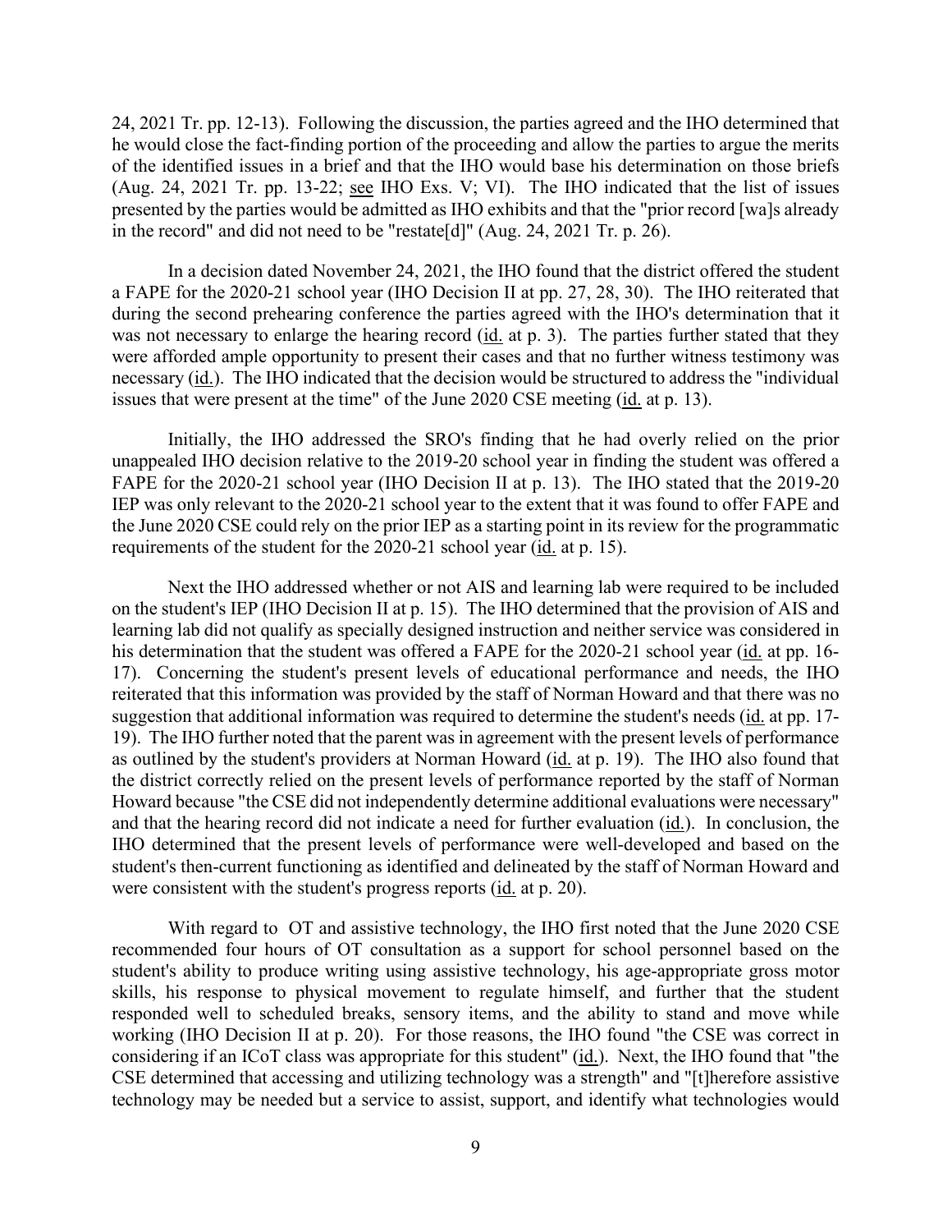24, 2021 Tr. pp. 12-13). Following the discussion, the parties agreed and the IHO determined that he would close the fact-finding portion of the proceeding and allow the parties to argue the merits of the identified issues in a brief and that the IHO would base his determination on those briefs (Aug. 24, 2021 Tr. pp. 13-22; see IHO Exs. V; VI). The IHO indicated that the list of issues presented by the parties would be admitted as IHO exhibits and that the "prior record [wa]s already in the record" and did not need to be "restate[d]" (Aug. 24, 2021 Tr. p. 26).

In a decision dated November 24, 2021, the IHO found that the district offered the student a FAPE for the 2020-21 school year (IHO Decision II at pp. 27, 28, 30). The IHO reiterated that during the second prehearing conference the parties agreed with the IHO's determination that it was not necessary to enlarge the hearing record (id. at p. 3). The parties further stated that they were afforded ample opportunity to present their cases and that no further witness testimony was necessary (id.). The IHO indicated that the decision would be structured to address the "individual issues that were present at the time" of the June 2020 CSE meeting (id. at p. 13).

Initially, the IHO addressed the SRO's finding that he had overly relied on the prior unappealed IHO decision relative to the 2019-20 school year in finding the student was offered a FAPE for the 2020-21 school year (IHO Decision II at p. 13). The IHO stated that the 2019-20 IEP was only relevant to the 2020-21 school year to the extent that it was found to offer FAPE and the June 2020 CSE could rely on the prior IEP as a starting point in its review for the programmatic requirements of the student for the 2020-21 school year (id. at p. 15).

Next the IHO addressed whether or not AIS and learning lab were required to be included on the student's IEP (IHO Decision II at p. 15). The IHO determined that the provision of AIS and learning lab did not qualify as specially designed instruction and neither service was considered in his determination that the student was offered a FAPE for the 2020-21 school year (id. at pp. 16-17). Concerning the student's present levels of educational performance and needs, the IHO reiterated that this information was provided by the staff of Norman Howard and that there was no suggestion that additional information was required to determine the student's needs (id. at pp. 17-19). The IHO further noted that the parent was in agreement with the present levels of performance as outlined by the student's providers at Norman Howard (id. at p. 19). The IHO also found that the district correctly relied on the present levels of performance reported by the staff of Norman Howard because "the CSE did not independently determine additional evaluations were necessary" and that the hearing record did not indicate a need for further evaluation (id.). In conclusion, the IHO determined that the present levels of performance were well-developed and based on the student's then-current functioning as identified and delineated by the staff of Norman Howard and were consistent with the student's progress reports (id. at p. 20).

With regard to OT and assistive technology, the IHO first noted that the June 2020 CSE recommended four hours of OT consultation as a support for school personnel based on the student's ability to produce writing using assistive technology, his age-appropriate gross motor skills, his response to physical movement to regulate himself, and further that the student responded well to scheduled breaks, sensory items, and the ability to stand and move while working (IHO Decision II at p. 20). For those reasons, the IHO found "the CSE was correct in considering if an ICoT class was appropriate for this student" (id.). Next, the IHO found that "the CSE determined that accessing and utilizing technology was a strength" and "[t]herefore assistive technology may be needed but a service to assist, support, and identify what technologies would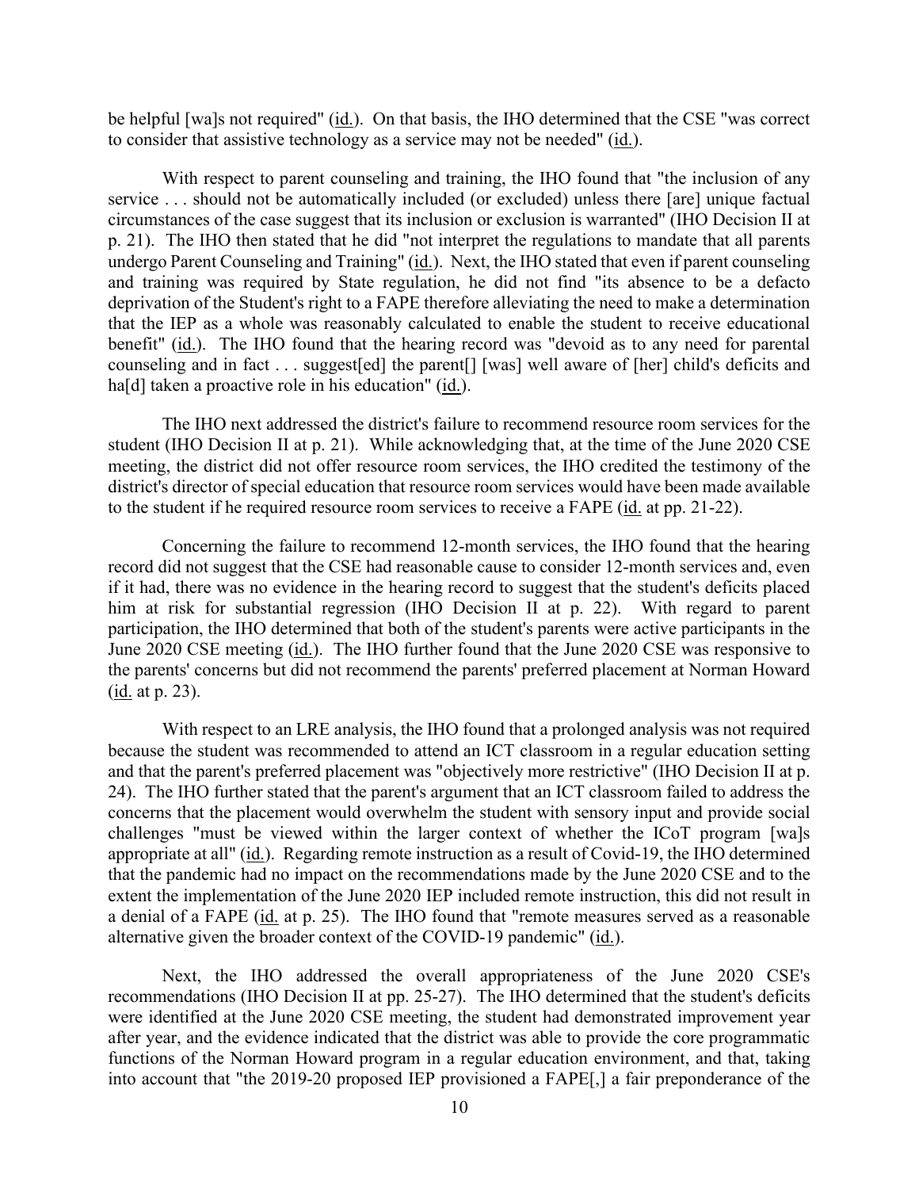be helpful [wa]s not required" (id.). On that basis, the IHO determined that the CSE "was correct to consider that assistive technology as a service may not be needed" (id.).

With respect to parent counseling and training, the IHO found that "the inclusion of any service . . . should not be automatically included (or excluded) unless there [are] unique factual circumstances of the case suggest that its inclusion or exclusion is warranted" (IHO Decision II at p. 21). The IHO then stated that he did "not interpret the regulations to mandate that all parents undergo Parent Counseling and Training" (id.). Next, the IHO stated that even if parent counseling and training was required by State regulation, he did not find "its absence to be a defacto deprivation of the Student's right to a FAPE therefore alleviating the need to make a determination that the IEP as a whole was reasonably calculated to enable the student to receive educational benefit" (id.). The IHO found that the hearing record was "devoid as to any need for parental counseling and in fact . . . suggest[ed] the parent[] [was] well aware of [her] child's deficits and ha[d] taken a proactive role in his education" (id.).

The IHO next addressed the district's failure to recommend resource room services for the student (IHO Decision II at p. 21). While acknowledging that, at the time of the June 2020 CSE meeting, the district did not offer resource room services, the IHO credited the testimony of the district's director of special education that resource room services would have been made available to the student if he required resource room services to receive a FAPE (id. at pp. 21-22).

Concerning the failure to recommend 12-month services, the IHO found that the hearing record did not suggest that the CSE had reasonable cause to consider 12-month services and, even if it had, there was no evidence in the hearing record to suggest that the student's deficits placed him at risk for substantial regression (IHO Decision II at p. 22). With regard to parent participation, the IHO determined that both of the student's parents were active participants in the June 2020 CSE meeting (id.). The IHO further found that the June 2020 CSE was responsive to the parents' concerns but did not recommend the parents' preferred placement at Norman Howard (id. at p. 23).

With respect to an LRE analysis, the IHO found that a prolonged analysis was not required because the student was recommended to attend an ICT classroom in a regular education setting and that the parent's preferred placement was "objectively more restrictive" (IHO Decision II at p. 24). The IHO further stated that the parent's argument that an ICT classroom failed to address the concerns that the placement would overwhelm the student with sensory input and provide social challenges "must be viewed within the larger context of whether the ICoT program [wa]s appropriate at all" (id.). Regarding remote instruction as a result of Covid-19, the IHO determined that the pandemic had no impact on the recommendations made by the June 2020 CSE and to the extent the implementation of the June 2020 IEP included remote instruction, this did not result in a denial of a FAPE (id. at p. 25). The IHO found that "remote measures served as a reasonable alternative given the broader context of the COVID-19 pandemic" (id.).

Next, the IHO addressed the overall appropriateness of the June 2020 CSE's recommendations (IHO Decision II at pp. 25-27). The IHO determined that the student's deficits were identified at the June 2020 CSE meeting, the student had demonstrated improvement year after year, and the evidence indicated that the district was able to provide the core programmatic functions of the Norman Howard program in a regular education environment, and that, taking into account that "the 2019-20 proposed IEP provisioned a FAPE[,] a fair preponderance of the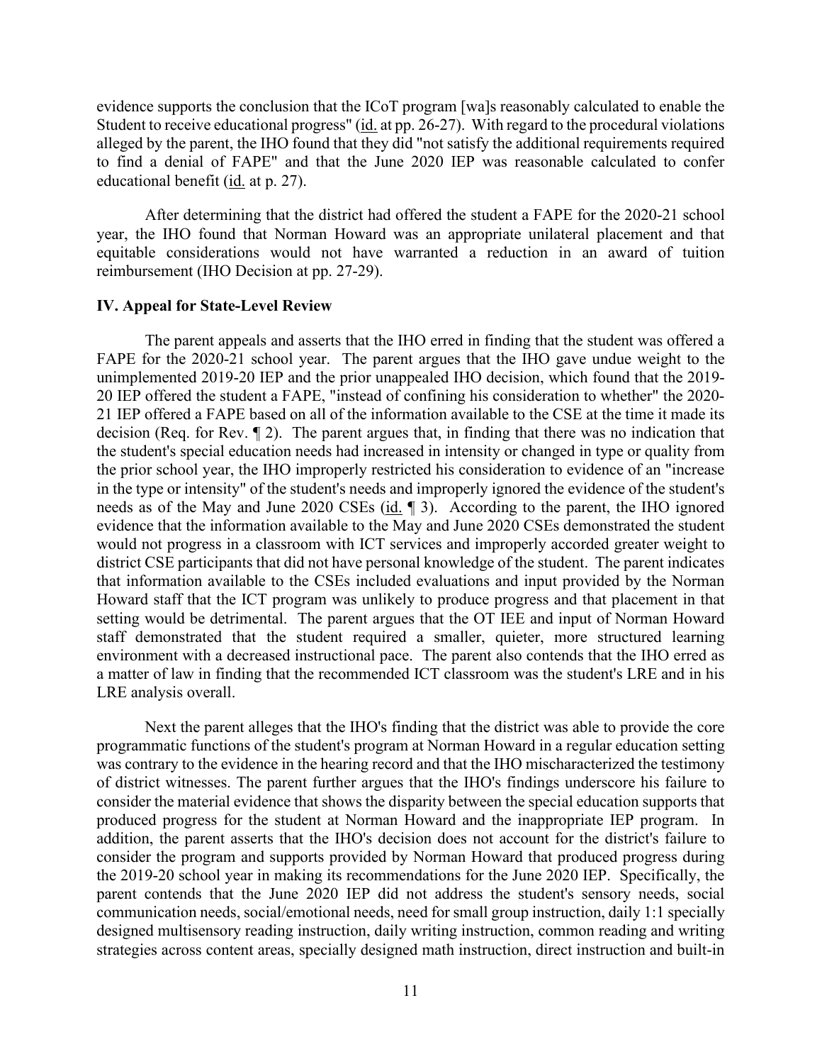evidence supports the conclusion that the ICoT program [wa]s reasonably calculated to enable the Student to receive educational progress" (id. at pp. 26-27). With regard to the procedural violations alleged by the parent, the IHO found that they did "not satisfy the additional requirements required to find a denial of FAPE" and that the June 2020 IEP was reasonable calculated to confer educational benefit (id. at p. 27).

After determining that the district had offered the student a FAPE for the 2020-21 school year, the IHO found that Norman Howard was an appropriate unilateral placement and that equitable considerations would not have warranted a reduction in an award of tuition reimbursement (IHO Decision at pp. 27-29).

## IV. Appeal for State-Level Review

The parent appeals and asserts that the IHO erred in finding that the student was offered a FAPE for the 2020-21 school year. The parent argues that the IHO gave undue weight to the unimplemented 2019-20 IEP and the prior unappealed IHO decision, which found that the 2019-20 IEP offered the student a FAPE, "instead of confining his consideration to whether" the 2020-21 IEP offered a FAPE based on all of the information available to the CSE at the time it made its decision (Req. for Rev. ¶ 2). The parent argues that, in finding that there was no indication that the student's special education needs had increased in intensity or changed in type or quality from the prior school year, the IHO improperly restricted his consideration to evidence of an "increase in the type or intensity" of the student's needs and improperly ignored the evidence of the student's needs as of the May and June 2020 CSEs (id. ¶ 3). According to the parent, the IHO ignored evidence that the information available to the May and June 2020 CSEs demonstrated the student would not progress in a classroom with ICT services and improperly accorded greater weight to district CSE participants that did not have personal knowledge of the student. The parent indicates that information available to the CSEs included evaluations and input provided by the Norman Howard staff that the ICT program was unlikely to produce progress and that placement in that setting would be detrimental. The parent argues that the OT IEE and input of Norman Howard staff demonstrated that the student required a smaller, quieter, more structured learning environment with a decreased instructional pace. The parent also contends that the IHO erred as a matter of law in finding that the recommended ICT classroom was the student's LRE and in his LRE analysis overall.

Next the parent alleges that the IHO's finding that the district was able to provide the core programmatic functions of the student's program at Norman Howard in a regular education setting was contrary to the evidence in the hearing record and that the IHO mischaracterized the testimony of district witnesses. The parent further argues that the IHO's findings underscore his failure to consider the material evidence that shows the disparity between the special education supports that produced progress for the student at Norman Howard and the inappropriate IEP program. In addition, the parent asserts that the IHO's decision does not account for the district's failure to consider the program and supports provided by Norman Howard that produced progress during the 2019-20 school year in making its recommendations for the June 2020 IEP. Specifically, the parent contends that the June 2020 IEP did not address the student's sensory needs, social communication needs, social/emotional needs, need for small group instruction, daily 1:1 specially designed multisensory reading instruction, daily writing instruction, common reading and writing strategies across content areas, specially designed math instruction, direct instruction and built-in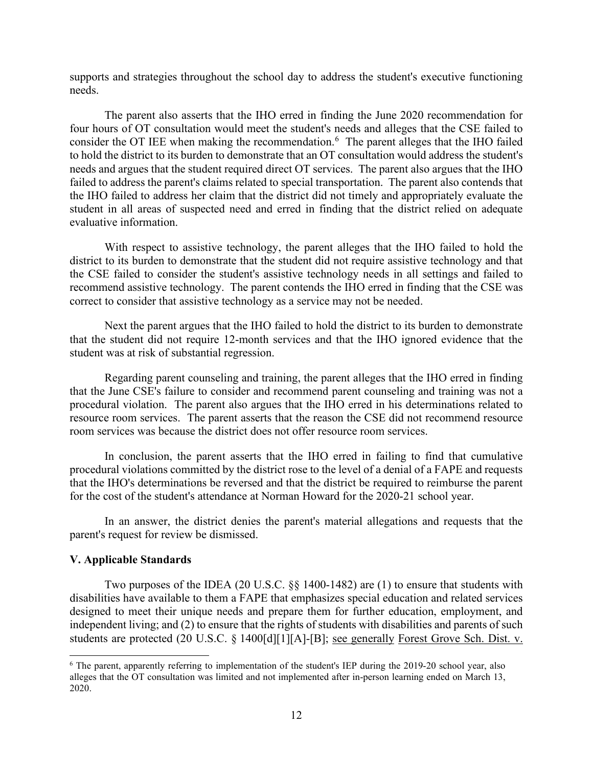supports and strategies throughout the school day to address the student's executive functioning needs.

The parent also asserts that the IHO erred in finding the June 2020 recommendation for four hours of OT consultation would meet the student's needs and alleges that the CSE failed to consider the OT IEE when making the recommendation.[6] The parent alleges that the IHO failed to hold the district to its burden to demonstrate that an OT consultation would address the student's needs and argues that the student required direct OT services. The parent also argues that the IHO failed to address the parent's claims related to special transportation. The parent also contends that the IHO failed to address her claim that the district did not timely and appropriately evaluate the student in all areas of suspected need and erred in finding that the district relied on adequate evaluative information.

With respect to assistive technology, the parent alleges that the IHO failed to hold the district to its burden to demonstrate that the student did not require assistive technology and that the CSE failed to consider the student's assistive technology needs in all settings and failed to recommend assistive technology. The parent contends the IHO erred in finding that the CSE was correct to consider that assistive technology as a service may not be needed.

Next the parent argues that the IHO failed to hold the district to its burden to demonstrate that the student did not require 12-month services and that the IHO ignored evidence that the student was at risk of substantial regression.

Regarding parent counseling and training, the parent alleges that the IHO erred in finding that the June CSE's failure to consider and recommend parent counseling and training was not a procedural violation. The parent also argues that the IHO erred in his determinations related to resource room services. The parent asserts that the reason the CSE did not recommend resource room services was because the district does not offer resource room services.

In conclusion, the parent asserts that the IHO erred in failing to find that cumulative procedural violations committed by the district rose to the level of a denial of a FAPE and requests that the IHO's determinations be reversed and that the district be required to reimburse the parent for the cost of the student's attendance at Norman Howard for the 2020-21 school year.

In an answer, the district denies the parent's material allegations and requests that the parent's request for review be dismissed.

### V. Applicable Standards

Two purposes of the IDEA (20 U.S.C. §§ 1400-1482) are (1) to ensure that students with disabilities have available to them a FAPE that emphasizes special education and related services designed to meet their unique needs and prepare them for further education, employment, and independent living; and (2) to ensure that the rights of students with disabilities and parents of such students are protected (20 U.S.C. § 1400[d][1][A]-[B]; see generally Forest Grove Sch. Dist. v.

---

[6] The parent, apparently referring to implementation of the student's IEP during the 2019-20 school year, also alleges that the OT consultation was limited and not implemented after in-person learning ended on March 13, 2020.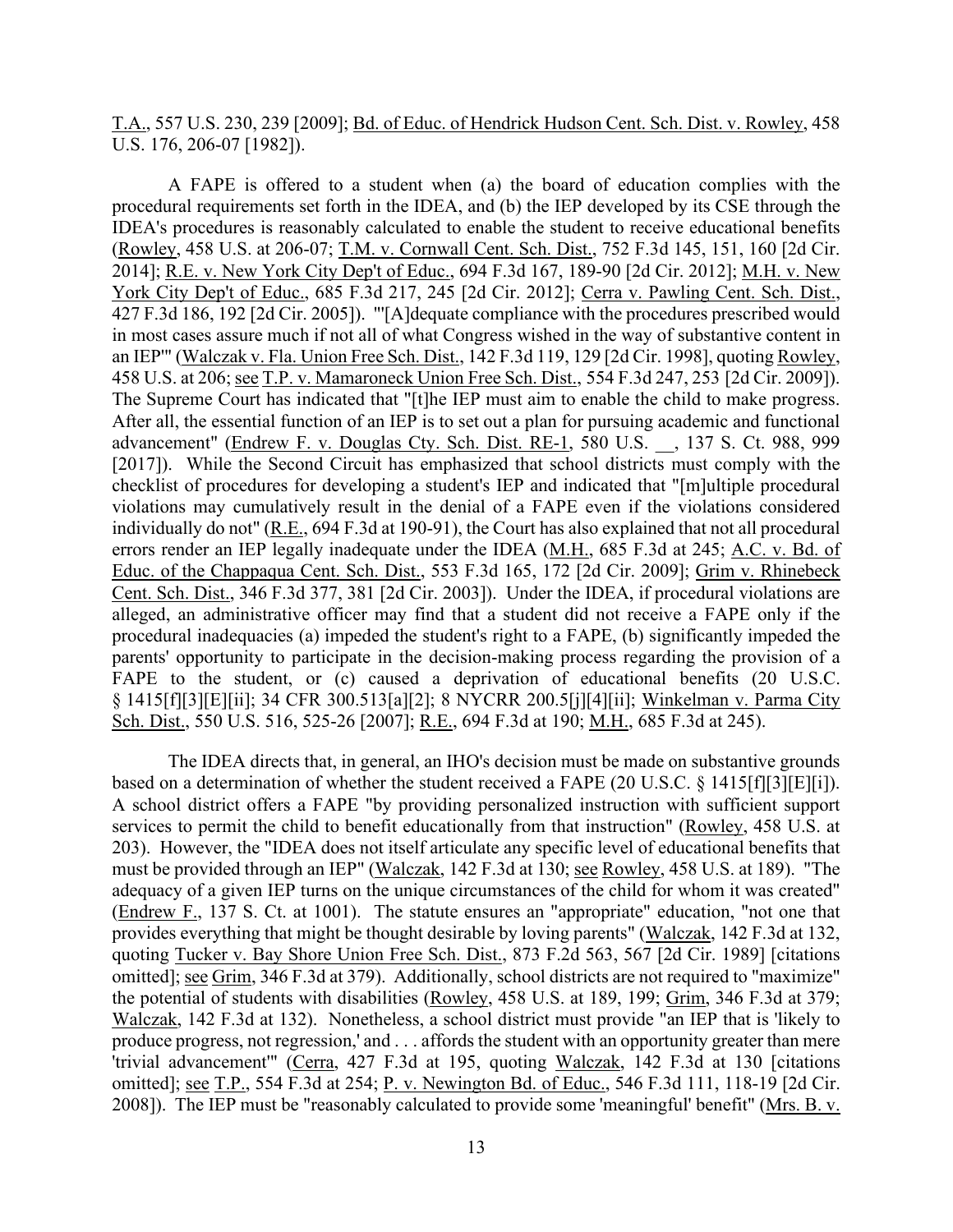T.A., 557 U.S. 230, 239 [2009]; Bd. of Educ. of Hendrick Hudson Cent. Sch. Dist. v. Rowley, 458 U.S. 176, 206-07 [1982]).

A FAPE is offered to a student when (a) the board of education complies with the procedural requirements set forth in the IDEA, and (b) the IEP developed by its CSE through the IDEA's procedures is reasonably calculated to enable the student to receive educational benefits (Rowley, 458 U.S. at 206-07; T.M. v. Cornwall Cent. Sch. Dist., 752 F.3d 145, 151, 160 [2d Cir. 2014]; R.E. v. New York City Dep't of Educ., 694 F.3d 167, 189-90 [2d Cir. 2012]; M.H. v. New York City Dep't of Educ., 685 F.3d 217, 245 [2d Cir. 2012]; Cerra v. Pawling Cent. Sch. Dist., 427 F.3d 186, 192 [2d Cir. 2005]). "'[A]dequate compliance with the procedures prescribed would in most cases assure much if not all of what Congress wished in the way of substantive content in an IEP'" (Walczak v. Fla. Union Free Sch. Dist., 142 F.3d 119, 129 [2d Cir. 1998], quoting Rowley, 458 U.S. at 206; see T.P. v. Mamaroneck Union Free Sch. Dist., 554 F.3d 247, 253 [2d Cir. 2009]). The Supreme Court has indicated that "[t]he IEP must aim to enable the child to make progress. After all, the essential function of an IEP is to set out a plan for pursuing academic and functional advancement" (Endrew F. v. Douglas Cty. Sch. Dist. RE-1, 580 U.S. __, 137 S. Ct. 988, 999 [2017]). While the Second Circuit has emphasized that school districts must comply with the checklist of procedures for developing a student's IEP and indicated that "[m]ultiple procedural violations may cumulatively result in the denial of a FAPE even if the violations considered individually do not" (R.E., 694 F.3d at 190-91), the Court has also explained that not all procedural errors render an IEP legally inadequate under the IDEA (M.H., 685 F.3d at 245; A.C. v. Bd. of Educ. of the Chappaqua Cent. Sch. Dist., 553 F.3d 165, 172 [2d Cir. 2009]; Grim v. Rhinebeck Cent. Sch. Dist., 346 F.3d 377, 381 [2d Cir. 2003]). Under the IDEA, if procedural violations are alleged, an administrative officer may find that a student did not receive a FAPE only if the procedural inadequacies (a) impeded the student's right to a FAPE, (b) significantly impeded the parents' opportunity to participate in the decision-making process regarding the provision of a FAPE to the student, or (c) caused a deprivation of educational benefits (20 U.S.C. § 1415[f][3][E][ii]; 34 CFR 300.513[a][2]; 8 NYCRR 200.5[j][4][ii]; Winkelman v. Parma City Sch. Dist., 550 U.S. 516, 525-26 [2007]; R.E., 694 F.3d at 190; M.H., 685 F.3d at 245).

The IDEA directs that, in general, an IHO's decision must be made on substantive grounds based on a determination of whether the student received a FAPE (20 U.S.C. § 1415[f][3][E][i]). A school district offers a FAPE "by providing personalized instruction with sufficient support services to permit the child to benefit educationally from that instruction" (Rowley, 458 U.S. at 203). However, the "IDEA does not itself articulate any specific level of educational benefits that must be provided through an IEP" (Walczak, 142 F.3d at 130; see Rowley, 458 U.S. at 189). "The adequacy of a given IEP turns on the unique circumstances of the child for whom it was created" (Endrew F., 137 S. Ct. at 1001). The statute ensures an "appropriate" education, "not one that provides everything that might be thought desirable by loving parents" (Walczak, 142 F.3d at 132, quoting Tucker v. Bay Shore Union Free Sch. Dist., 873 F.2d 563, 567 [2d Cir. 1989] [citations omitted]; see Grim, 346 F.3d at 379). Additionally, school districts are not required to "maximize" the potential of students with disabilities (Rowley, 458 U.S. at 189, 199; Grim, 346 F.3d at 379; Walczak, 142 F.3d at 132). Nonetheless, a school district must provide "an IEP that is 'likely to produce progress, not regression,' and . . . affords the student with an opportunity greater than mere 'trivial advancement'" (Cerra, 427 F.3d at 195, quoting Walczak, 142 F.3d at 130 [citations omitted]; see T.P., 554 F.3d at 254; P. v. Newington Bd. of Educ., 546 F.3d 111, 118-19 [2d Cir. 2008]). The IEP must be "reasonably calculated to provide some 'meaningful' benefit" (Mrs. B. v.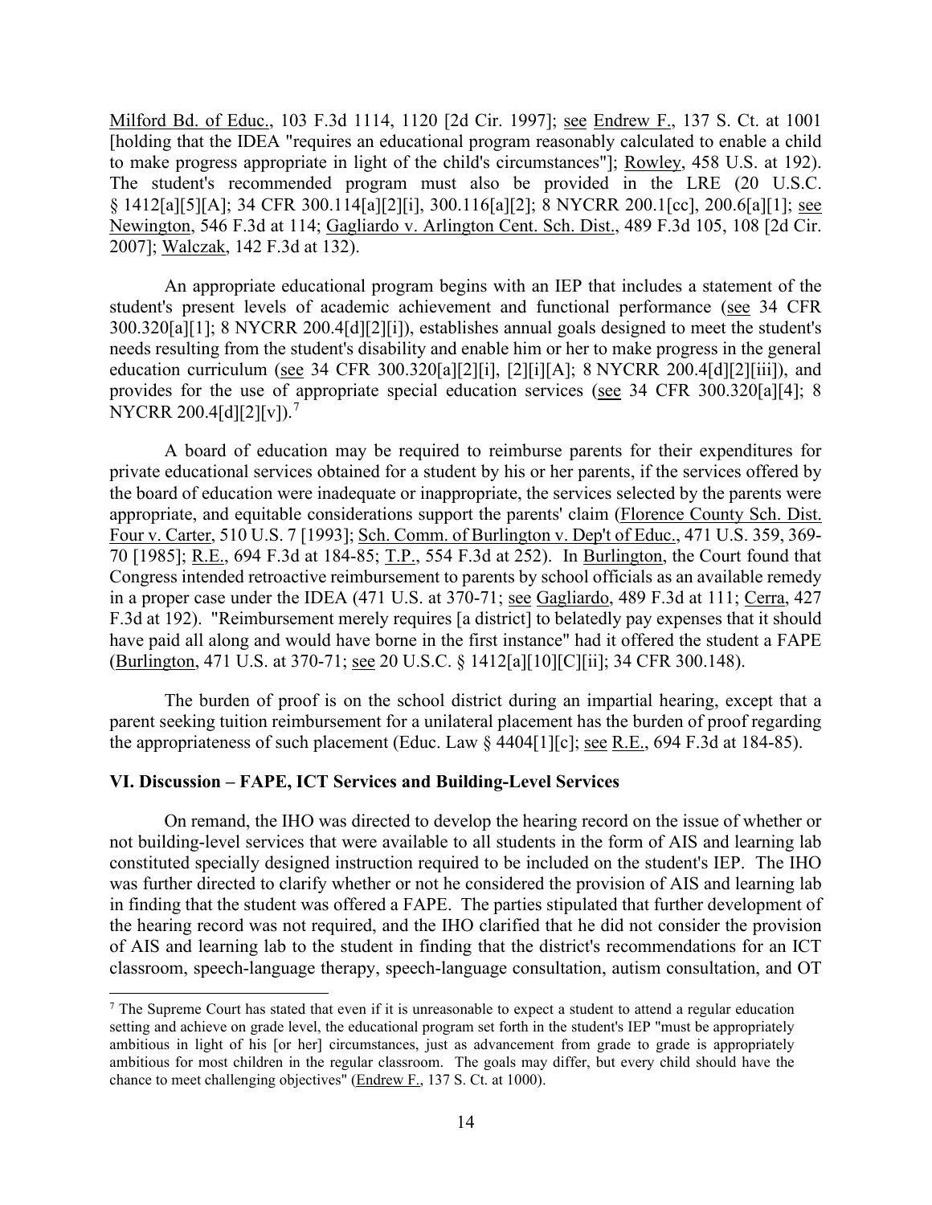Milford Bd. of Educ., 103 F.3d 1114, 1120 [2d Cir. 1997]; see Endrew F., 137 S. Ct. at 1001 [holding that the IDEA "requires an educational program reasonably calculated to enable a child to make progress appropriate in light of the child's circumstances"]; Rowley, 458 U.S. at 192). The student's recommended program must also be provided in the LRE (20 U.S.C. § 1412[a][5][A]; 34 CFR 300.114[a][2][i], 300.116[a][2]; 8 NYCRR 200.1[cc], 200.6[a][1]; see Newington, 546 F.3d at 114; Gagliardo v. Arlington Cent. Sch. Dist., 489 F.3d 105, 108 [2d Cir. 2007]; Walczak, 142 F.3d at 132).

An appropriate educational program begins with an IEP that includes a statement of the student's present levels of academic achievement and functional performance (see 34 CFR 300.320[a][1]; 8 NYCRR 200.4[d][2][i]), establishes annual goals designed to meet the student's needs resulting from the student's disability and enable him or her to make progress in the general education curriculum (see 34 CFR 300.320[a][2][i], [2][i][A]; 8 NYCRR 200.4[d][2][iii]), and provides for the use of appropriate special education services (see 34 CFR 300.320[a][4]; 8 NYCRR 200.4[d][2][v]).[7]

A board of education may be required to reimburse parents for their expenditures for private educational services obtained for a student by his or her parents, if the services offered by the board of education were inadequate or inappropriate, the services selected by the parents were appropriate, and equitable considerations support the parents' claim (Florence County Sch. Dist. Four v. Carter, 510 U.S. 7 [1993]; Sch. Comm. of Burlington v. Dep't of Educ., 471 U.S. 359, 369-70 [1985]; R.E., 694 F.3d at 184-85; T.P., 554 F.3d at 252). In Burlington, the Court found that Congress intended retroactive reimbursement to parents by school officials as an available remedy in a proper case under the IDEA (471 U.S. at 370-71; see Gagliardo, 489 F.3d at 111; Cerra, 427 F.3d at 192). "Reimbursement merely requires [a district] to belatedly pay expenses that it should have paid all along and would have borne in the first instance" had it offered the student a FAPE (Burlington, 471 U.S. at 370-71; see 20 U.S.C. § 1412[a][10][C][ii]; 34 CFR 300.148).

The burden of proof is on the school district during an impartial hearing, except that a parent seeking tuition reimbursement for a unilateral placement has the burden of proof regarding the appropriateness of such placement (Educ. Law § 4404[1][c]; see R.E., 694 F.3d at 184-85).

## VI. Discussion – FAPE, ICT Services and Building-Level Services

On remand, the IHO was directed to develop the hearing record on the issue of whether or not building-level services that were available to all students in the form of AIS and learning lab constituted specially designed instruction required to be included on the student's IEP. The IHO was further directed to clarify whether or not he considered the provision of AIS and learning lab in finding that the student was offered a FAPE. The parties stipulated that further development of the hearing record was not required, and the IHO clarified that he did not consider the provision of AIS and learning lab to the student in finding that the district's recommendations for an ICT classroom, speech-language therapy, speech-language consultation, autism consultation, and OT

[7] The Supreme Court has stated that even if it is unreasonable to expect a student to attend a regular education setting and achieve on grade level, the educational program set forth in the student's IEP "must be appropriately ambitious in light of his [or her] circumstances, just as advancement from grade to grade is appropriately ambitious for most children in the regular classroom. The goals may differ, but every child should have the chance to meet challenging objectives" (Endrew F., 137 S. Ct. at 1000).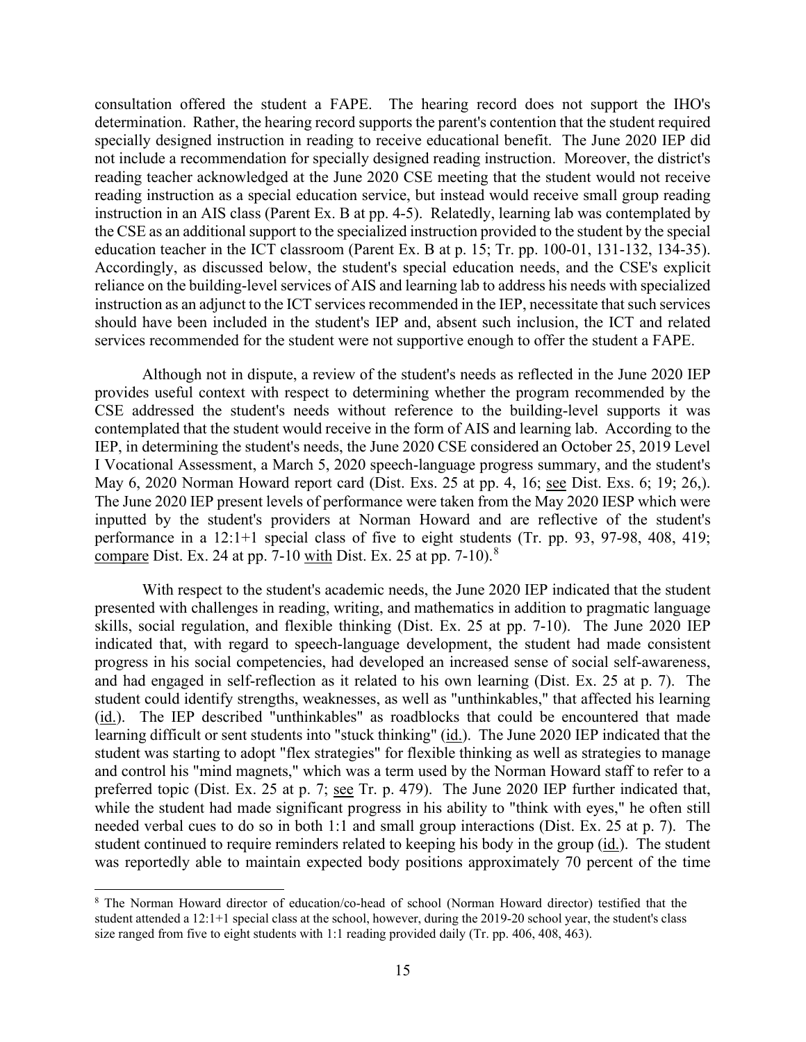consultation offered the student a FAPE. The hearing record does not support the IHO's determination. Rather, the hearing record supports the parent's contention that the student required specially designed instruction in reading to receive educational benefit. The June 2020 IEP did not include a recommendation for specially designed reading instruction. Moreover, the district's reading teacher acknowledged at the June 2020 CSE meeting that the student would not receive reading instruction as a special education service, but instead would receive small group reading instruction in an AIS class (Parent Ex. B at pp. 4-5). Relatedly, learning lab was contemplated by the CSE as an additional support to the specialized instruction provided to the student by the special education teacher in the ICT classroom (Parent Ex. B at p. 15; Tr. pp. 100-01, 131-132, 134-35). Accordingly, as discussed below, the student's special education needs, and the CSE's explicit reliance on the building-level services of AIS and learning lab to address his needs with specialized instruction as an adjunct to the ICT services recommended in the IEP, necessitate that such services should have been included in the student's IEP and, absent such inclusion, the ICT and related services recommended for the student were not supportive enough to offer the student a FAPE.

Although not in dispute, a review of the student's needs as reflected in the June 2020 IEP provides useful context with respect to determining whether the program recommended by the CSE addressed the student's needs without reference to the building-level supports it was contemplated that the student would receive in the form of AIS and learning lab. According to the IEP, in determining the student's needs, the June 2020 CSE considered an October 25, 2019 Level I Vocational Assessment, a March 5, 2020 speech-language progress summary, and the student's May 6, 2020 Norman Howard report card (Dist. Exs. 25 at pp. 4, 16; see Dist. Exs. 6; 19; 26,). The June 2020 IEP present levels of performance were taken from the May 2020 IESP which were inputted by the student's providers at Norman Howard and are reflective of the student's performance in a 12:1+1 special class of five to eight students (Tr. pp. 93, 97-98, 408, 419; compare Dist. Ex. 24 at pp. 7-10 with Dist. Ex. 25 at pp. 7-10).[8]

With respect to the student's academic needs, the June 2020 IEP indicated that the student presented with challenges in reading, writing, and mathematics in addition to pragmatic language skills, social regulation, and flexible thinking (Dist. Ex. 25 at pp. 7-10). The June 2020 IEP indicated that, with regard to speech-language development, the student had made consistent progress in his social competencies, had developed an increased sense of social self-awareness, and had engaged in self-reflection as it related to his own learning (Dist. Ex. 25 at p. 7). The student could identify strengths, weaknesses, as well as "unthinkables," that affected his learning (id.). The IEP described "unthinkables" as roadblocks that could be encountered that made learning difficult or sent students into "stuck thinking" (id.). The June 2020 IEP indicated that the student was starting to adopt "flex strategies" for flexible thinking as well as strategies to manage and control his "mind magnets," which was a term used by the Norman Howard staff to refer to a preferred topic (Dist. Ex. 25 at p. 7; see Tr. p. 479). The June 2020 IEP further indicated that, while the student had made significant progress in his ability to "think with eyes," he often still needed verbal cues to do so in both 1:1 and small group interactions (Dist. Ex. 25 at p. 7). The student continued to require reminders related to keeping his body in the group (id.). The student was reportedly able to maintain expected body positions approximately 70 percent of the time

[8] The Norman Howard director of education/co-head of school (Norman Howard director) testified that the student attended a 12:1+1 special class at the school, however, during the 2019-20 school year, the student's class size ranged from five to eight students with 1:1 reading provided daily (Tr. pp. 406, 408, 463).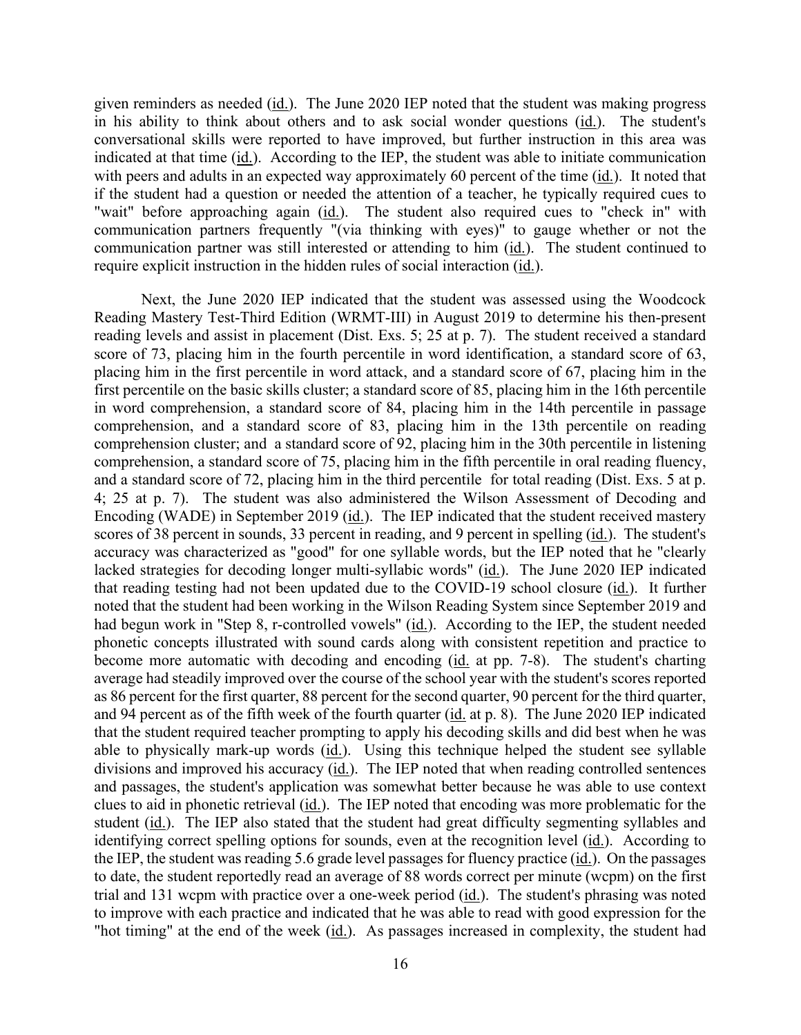given reminders as needed (id.). The June 2020 IEP noted that the student was making progress in his ability to think about others and to ask social wonder questions (id.). The student's conversational skills were reported to have improved, but further instruction in this area was indicated at that time (id.). According to the IEP, the student was able to initiate communication with peers and adults in an expected way approximately 60 percent of the time (id.). It noted that if the student had a question or needed the attention of a teacher, he typically required cues to "wait" before approaching again (id.). The student also required cues to "check in" with communication partners frequently "(via thinking with eyes)" to gauge whether or not the communication partner was still interested or attending to him (id.). The student continued to require explicit instruction in the hidden rules of social interaction (id.).

Next, the June 2020 IEP indicated that the student was assessed using the Woodcock Reading Mastery Test-Third Edition (WRMT-III) in August 2019 to determine his then-present reading levels and assist in placement (Dist. Exs. 5; 25 at p. 7). The student received a standard score of 73, placing him in the fourth percentile in word identification, a standard score of 63, placing him in the first percentile in word attack, and a standard score of 67, placing him in the first percentile on the basic skills cluster; a standard score of 85, placing him in the 16th percentile in word comprehension, a standard score of 84, placing him in the 14th percentile in passage comprehension, and a standard score of 83, placing him in the 13th percentile on reading comprehension cluster; and a standard score of 92, placing him in the 30th percentile in listening comprehension, a standard score of 75, placing him in the fifth percentile in oral reading fluency, and a standard score of 72, placing him in the third percentile for total reading (Dist. Exs. 5 at p. 4; 25 at p. 7). The student was also administered the Wilson Assessment of Decoding and Encoding (WADE) in September 2019 (id.). The IEP indicated that the student received mastery scores of 38 percent in sounds, 33 percent in reading, and 9 percent in spelling (id.). The student's accuracy was characterized as "good" for one syllable words, but the IEP noted that he "clearly lacked strategies for decoding longer multi-syllabic words" (id.). The June 2020 IEP indicated that reading testing had not been updated due to the COVID-19 school closure (id.). It further noted that the student had been working in the Wilson Reading System since September 2019 and had begun work in "Step 8, r-controlled vowels" (id.). According to the IEP, the student needed phonetic concepts illustrated with sound cards along with consistent repetition and practice to become more automatic with decoding and encoding (id. at pp. 7-8). The student's charting average had steadily improved over the course of the school year with the student's scores reported as 86 percent for the first quarter, 88 percent for the second quarter, 90 percent for the third quarter, and 94 percent as of the fifth week of the fourth quarter (id. at p. 8). The June 2020 IEP indicated that the student required teacher prompting to apply his decoding skills and did best when he was able to physically mark-up words (id.). Using this technique helped the student see syllable divisions and improved his accuracy (id.). The IEP noted that when reading controlled sentences and passages, the student's application was somewhat better because he was able to use context clues to aid in phonetic retrieval (id.). The IEP noted that encoding was more problematic for the student (id.). The IEP also stated that the student had great difficulty segmenting syllables and identifying correct spelling options for sounds, even at the recognition level (id.). According to the IEP, the student was reading 5.6 grade level passages for fluency practice (id.). On the passages to date, the student reportedly read an average of 88 words correct per minute (wcpm) on the first trial and 131 wcpm with practice over a one-week period (id.). The student's phrasing was noted to improve with each practice and indicated that he was able to read with good expression for the "hot timing" at the end of the week (id.). As passages increased in complexity, the student had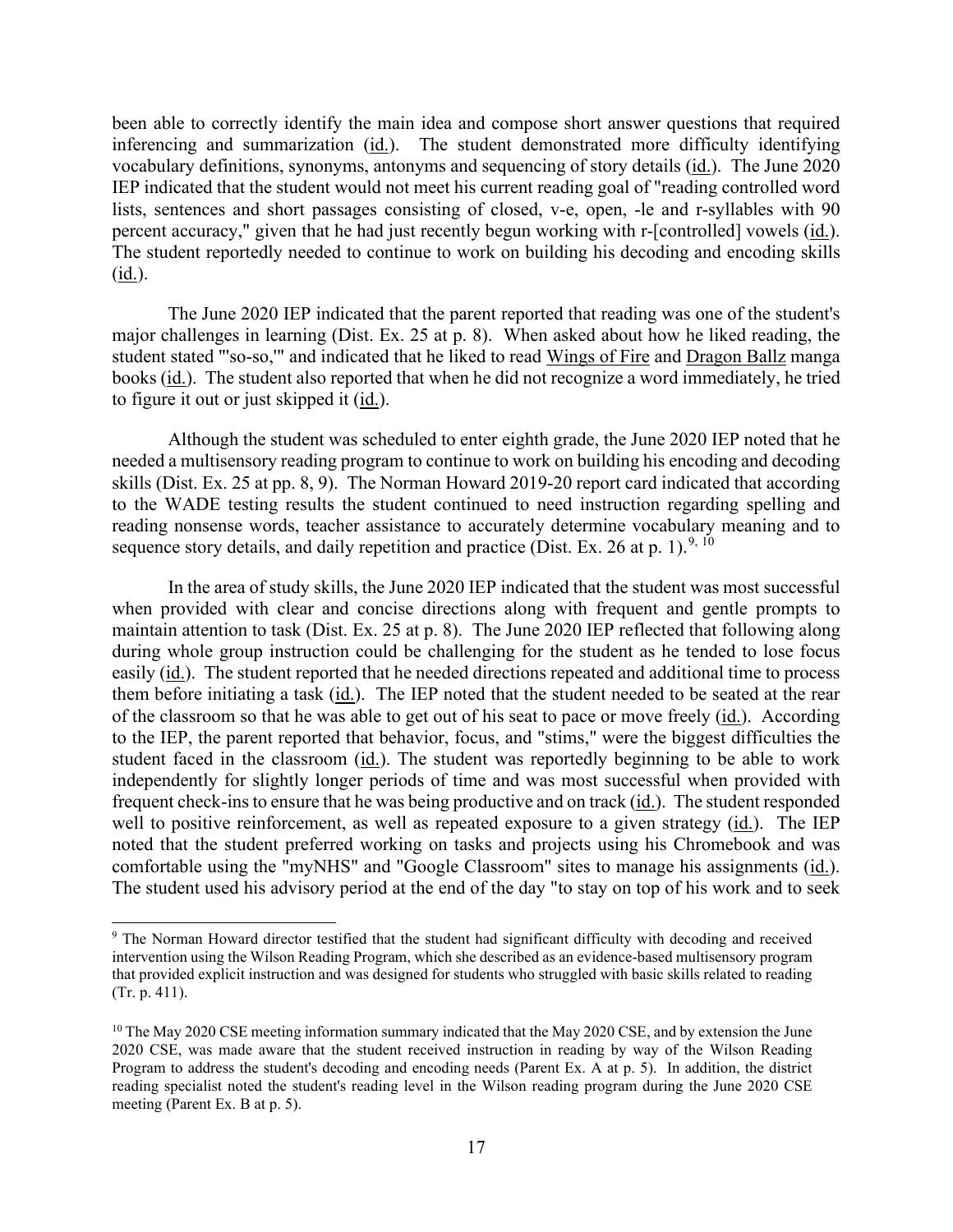been able to correctly identify the main idea and compose short answer questions that required inferencing and summarization (id.). The student demonstrated more difficulty identifying vocabulary definitions, synonyms, antonyms and sequencing of story details (id.). The June 2020 IEP indicated that the student would not meet his current reading goal of "reading controlled word lists, sentences and short passages consisting of closed, v-e, open, -le and r-syllables with 90 percent accuracy," given that he had just recently begun working with r-[controlled] vowels (id.). The student reportedly needed to continue to work on building his decoding and encoding skills (id.).

The June 2020 IEP indicated that the parent reported that reading was one of the student's major challenges in learning (Dist. Ex. 25 at p. 8). When asked about how he liked reading, the student stated "'so-so,'" and indicated that he liked to read Wings of Fire and Dragon Ballz manga books (id.). The student also reported that when he did not recognize a word immediately, he tried to figure it out or just skipped it (id.).

Although the student was scheduled to enter eighth grade, the June 2020 IEP noted that he needed a multisensory reading program to continue to work on building his encoding and decoding skills (Dist. Ex. 25 at pp. 8, 9). The Norman Howard 2019-20 report card indicated that according to the WADE testing results the student continued to need instruction regarding spelling and reading nonsense words, teacher assistance to accurately determine vocabulary meaning and to sequence story details, and daily repetition and practice (Dist. Ex. 26 at p. 1).[9, 10]

In the area of study skills, the June 2020 IEP indicated that the student was most successful when provided with clear and concise directions along with frequent and gentle prompts to maintain attention to task (Dist. Ex. 25 at p. 8). The June 2020 IEP reflected that following along during whole group instruction could be challenging for the student as he tended to lose focus easily (id.). The student reported that he needed directions repeated and additional time to process them before initiating a task (id.). The IEP noted that the student needed to be seated at the rear of the classroom so that he was able to get out of his seat to pace or move freely (id.). According to the IEP, the parent reported that behavior, focus, and "stims," were the biggest difficulties the student faced in the classroom (id.). The student was reportedly beginning to be able to work independently for slightly longer periods of time and was most successful when provided with frequent check-ins to ensure that he was being productive and on track (id.). The student responded well to positive reinforcement, as well as repeated exposure to a given strategy (id.). The IEP noted that the student preferred working on tasks and projects using his Chromebook and was comfortable using the "myNHS" and "Google Classroom" sites to manage his assignments (id.). The student used his advisory period at the end of the day "to stay on top of his work and to seek

---

[9] The Norman Howard director testified that the student had significant difficulty with decoding and received intervention using the Wilson Reading Program, which she described as an evidence-based multisensory program that provided explicit instruction and was designed for students who struggled with basic skills related to reading (Tr. p. 411).

[10] The May 2020 CSE meeting information summary indicated that the May 2020 CSE, and by extension the June 2020 CSE, was made aware that the student received instruction in reading by way of the Wilson Reading Program to address the student's decoding and encoding needs (Parent Ex. A at p. 5). In addition, the district reading specialist noted the student's reading level in the Wilson reading program during the June 2020 CSE meeting (Parent Ex. B at p. 5).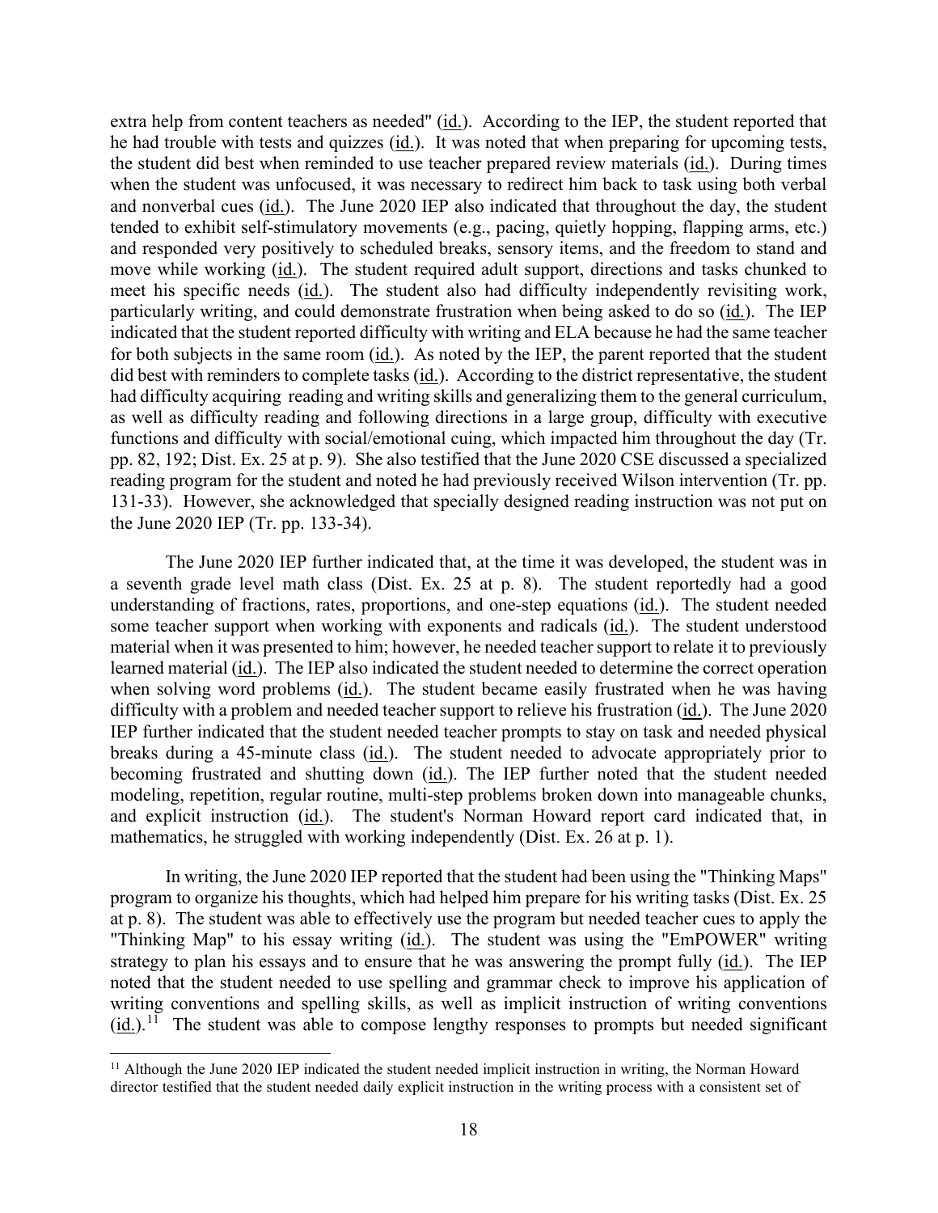extra help from content teachers as needed" (id.). According to the IEP, the student reported that he had trouble with tests and quizzes (id.). It was noted that when preparing for upcoming tests, the student did best when reminded to use teacher prepared review materials (id.). During times when the student was unfocused, it was necessary to redirect him back to task using both verbal and nonverbal cues (id.). The June 2020 IEP also indicated that throughout the day, the student tended to exhibit self-stimulatory movements (e.g., pacing, quietly hopping, flapping arms, etc.) and responded very positively to scheduled breaks, sensory items, and the freedom to stand and move while working (id.). The student required adult support, directions and tasks chunked to meet his specific needs (id.). The student also had difficulty independently revisiting work, particularly writing, and could demonstrate frustration when being asked to do so (id.). The IEP indicated that the student reported difficulty with writing and ELA because he had the same teacher for both subjects in the same room (id.). As noted by the IEP, the parent reported that the student did best with reminders to complete tasks (id.). According to the district representative, the student had difficulty acquiring reading and writing skills and generalizing them to the general curriculum, as well as difficulty reading and following directions in a large group, difficulty with executive functions and difficulty with social/emotional cuing, which impacted him throughout the day (Tr. pp. 82, 192; Dist. Ex. 25 at p. 9). She also testified that the June 2020 CSE discussed a specialized reading program for the student and noted he had previously received Wilson intervention (Tr. pp. 131-33). However, she acknowledged that specially designed reading instruction was not put on the June 2020 IEP (Tr. pp. 133-34).

The June 2020 IEP further indicated that, at the time it was developed, the student was in a seventh grade level math class (Dist. Ex. 25 at p. 8). The student reportedly had a good understanding of fractions, rates, proportions, and one-step equations (id.). The student needed some teacher support when working with exponents and radicals (id.). The student understood material when it was presented to him; however, he needed teacher support to relate it to previously learned material (id.). The IEP also indicated the student needed to determine the correct operation when solving word problems (id.). The student became easily frustrated when he was having difficulty with a problem and needed teacher support to relieve his frustration (id.). The June 2020 IEP further indicated that the student needed teacher prompts to stay on task and needed physical breaks during a 45-minute class (id.). The student needed to advocate appropriately prior to becoming frustrated and shutting down (id.). The IEP further noted that the student needed modeling, repetition, regular routine, multi-step problems broken down into manageable chunks, and explicit instruction (id.). The student's Norman Howard report card indicated that, in mathematics, he struggled with working independently (Dist. Ex. 26 at p. 1).

In writing, the June 2020 IEP reported that the student had been using the "Thinking Maps" program to organize his thoughts, which had helped him prepare for his writing tasks (Dist. Ex. 25 at p. 8). The student was able to effectively use the program but needed teacher cues to apply the "Thinking Map" to his essay writing (id.). The student was using the "EmPOWER" writing strategy to plan his essays and to ensure that he was answering the prompt fully (id.). The IEP noted that the student needed to use spelling and grammar check to improve his application of writing conventions and spelling skills, as well as implicit instruction of writing conventions (id.).[11] The student was able to compose lengthy responses to prompts but needed significant

[11] Although the June 2020 IEP indicated the student needed implicit instruction in writing, the Norman Howard director testified that the student needed daily explicit instruction in the writing process with a consistent set of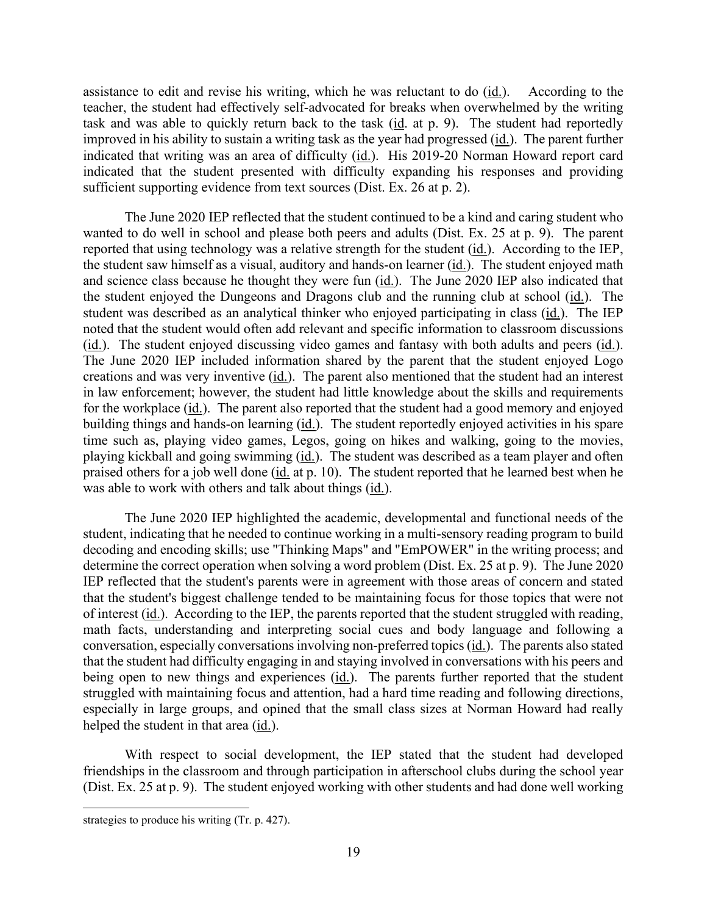assistance to edit and revise his writing, which he was reluctant to do (id.). According to the teacher, the student had effectively self-advocated for breaks when overwhelmed by the writing task and was able to quickly return back to the task (id. at p. 9). The student had reportedly improved in his ability to sustain a writing task as the year had progressed (id.). The parent further indicated that writing was an area of difficulty (id.). His 2019-20 Norman Howard report card indicated that the student presented with difficulty expanding his responses and providing sufficient supporting evidence from text sources (Dist. Ex. 26 at p. 2).

The June 2020 IEP reflected that the student continued to be a kind and caring student who wanted to do well in school and please both peers and adults (Dist. Ex. 25 at p. 9). The parent reported that using technology was a relative strength for the student (id.). According to the IEP, the student saw himself as a visual, auditory and hands-on learner (id.). The student enjoyed math and science class because he thought they were fun (id.). The June 2020 IEP also indicated that the student enjoyed the Dungeons and Dragons club and the running club at school (id.). The student was described as an analytical thinker who enjoyed participating in class (id.). The IEP noted that the student would often add relevant and specific information to classroom discussions (id.). The student enjoyed discussing video games and fantasy with both adults and peers (id.). The June 2020 IEP included information shared by the parent that the student enjoyed Logo creations and was very inventive (id.). The parent also mentioned that the student had an interest in law enforcement; however, the student had little knowledge about the skills and requirements for the workplace (id.). The parent also reported that the student had a good memory and enjoyed building things and hands-on learning (id.). The student reportedly enjoyed activities in his spare time such as, playing video games, Legos, going on hikes and walking, going to the movies, playing kickball and going swimming (id.). The student was described as a team player and often praised others for a job well done (id. at p. 10). The student reported that he learned best when he was able to work with others and talk about things (id.).

The June 2020 IEP highlighted the academic, developmental and functional needs of the student, indicating that he needed to continue working in a multi-sensory reading program to build decoding and encoding skills; use "Thinking Maps" and "EmPOWER" in the writing process; and determine the correct operation when solving a word problem (Dist. Ex. 25 at p. 9). The June 2020 IEP reflected that the student's parents were in agreement with those areas of concern and stated that the student's biggest challenge tended to be maintaining focus for those topics that were not of interest (id.). According to the IEP, the parents reported that the student struggled with reading, math facts, understanding and interpreting social cues and body language and following a conversation, especially conversations involving non-preferred topics (id.). The parents also stated that the student had difficulty engaging in and staying involved in conversations with his peers and being open to new things and experiences (id.). The parents further reported that the student struggled with maintaining focus and attention, had a hard time reading and following directions, especially in large groups, and opined that the small class sizes at Norman Howard had really helped the student in that area (id.).

With respect to social development, the IEP stated that the student had developed friendships in the classroom and through participation in afterschool clubs during the school year (Dist. Ex. 25 at p. 9). The student enjoyed working with other students and had done well working

---

strategies to produce his writing (Tr. p. 427).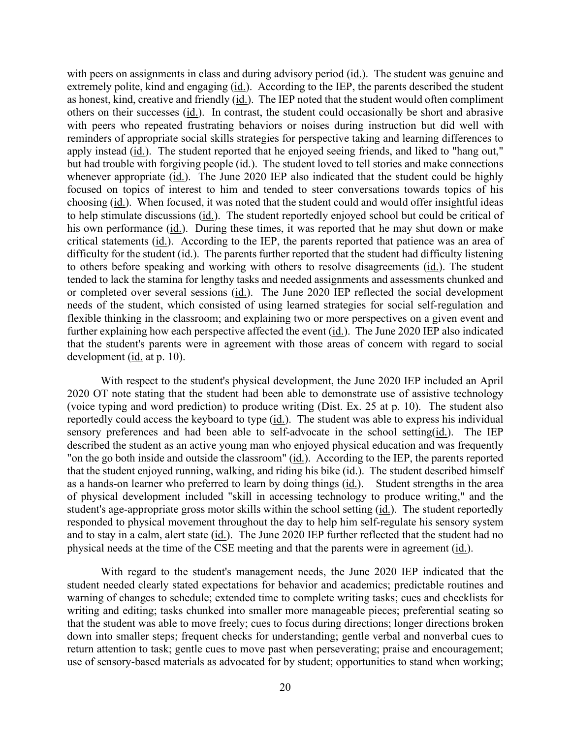with peers on assignments in class and during advisory period (id.). The student was genuine and extremely polite, kind and engaging (id.). According to the IEP, the parents described the student as honest, kind, creative and friendly (id.). The IEP noted that the student would often compliment others on their successes (id.). In contrast, the student could occasionally be short and abrasive with peers who repeated frustrating behaviors or noises during instruction but did well with reminders of appropriate social skills strategies for perspective taking and learning differences to apply instead (id.). The student reported that he enjoyed seeing friends, and liked to "hang out," but had trouble with forgiving people (id.). The student loved to tell stories and make connections whenever appropriate (id.). The June 2020 IEP also indicated that the student could be highly focused on topics of interest to him and tended to steer conversations towards topics of his choosing (id.). When focused, it was noted that the student could and would offer insightful ideas to help stimulate discussions (id.). The student reportedly enjoyed school but could be critical of his own performance (id.). During these times, it was reported that he may shut down or make critical statements (id.). According to the IEP, the parents reported that patience was an area of difficulty for the student (id.). The parents further reported that the student had difficulty listening to others before speaking and working with others to resolve disagreements (id.). The student tended to lack the stamina for lengthy tasks and needed assignments and assessments chunked and or completed over several sessions (id.). The June 2020 IEP reflected the social development needs of the student, which consisted of using learned strategies for social self-regulation and flexible thinking in the classroom; and explaining two or more perspectives on a given event and further explaining how each perspective affected the event (id.). The June 2020 IEP also indicated that the student's parents were in agreement with those areas of concern with regard to social development (id. at p. 10).

With respect to the student's physical development, the June 2020 IEP included an April 2020 OT note stating that the student had been able to demonstrate use of assistive technology (voice typing and word prediction) to produce writing (Dist. Ex. 25 at p. 10). The student also reportedly could access the keyboard to type (id.). The student was able to express his individual sensory preferences and had been able to self-advocate in the school setting(id.). The IEP described the student as an active young man who enjoyed physical education and was frequently "on the go both inside and outside the classroom" (id.). According to the IEP, the parents reported that the student enjoyed running, walking, and riding his bike (id.). The student described himself as a hands-on learner who preferred to learn by doing things (id.). Student strengths in the area of physical development included "skill in accessing technology to produce writing," and the student's age-appropriate gross motor skills within the school setting (id.). The student reportedly responded to physical movement throughout the day to help him self-regulate his sensory system and to stay in a calm, alert state (id.). The June 2020 IEP further reflected that the student had no physical needs at the time of the CSE meeting and that the parents were in agreement (id.).

With regard to the student's management needs, the June 2020 IEP indicated that the student needed clearly stated expectations for behavior and academics; predictable routines and warning of changes to schedule; extended time to complete writing tasks; cues and checklists for writing and editing; tasks chunked into smaller more manageable pieces; preferential seating so that the student was able to move freely; cues to focus during directions; longer directions broken down into smaller steps; frequent checks for understanding; gentle verbal and nonverbal cues to return attention to task; gentle cues to move past when perseverating; praise and encouragement; use of sensory-based materials as advocated for by student; opportunities to stand when working;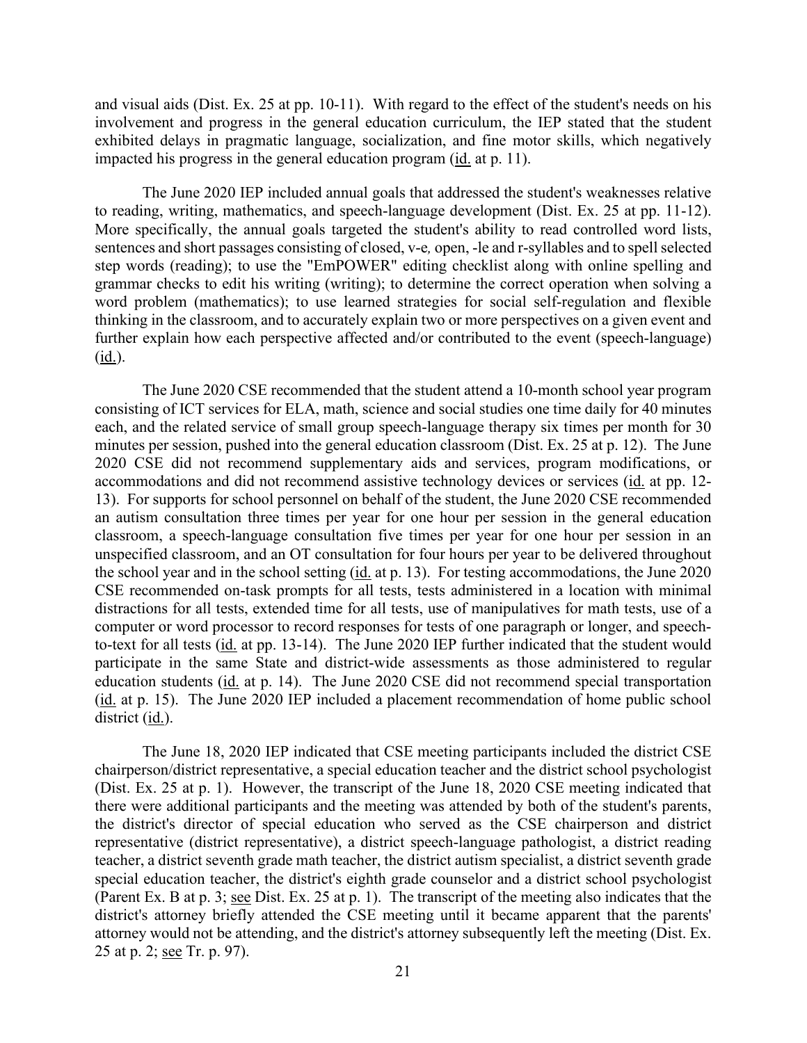and visual aids (Dist. Ex. 25 at pp. 10-11). With regard to the effect of the student's needs on his involvement and progress in the general education curriculum, the IEP stated that the student exhibited delays in pragmatic language, socialization, and fine motor skills, which negatively impacted his progress in the general education program (id. at p. 11).

The June 2020 IEP included annual goals that addressed the student's weaknesses relative to reading, writing, mathematics, and speech-language development (Dist. Ex. 25 at pp. 11-12). More specifically, the annual goals targeted the student's ability to read controlled word lists, sentences and short passages consisting of closed, v-e, open, -le and r-syllables and to spell selected step words (reading); to use the "EmPOWER" editing checklist along with online spelling and grammar checks to edit his writing (writing); to determine the correct operation when solving a word problem (mathematics); to use learned strategies for social self-regulation and flexible thinking in the classroom, and to accurately explain two or more perspectives on a given event and further explain how each perspective affected and/or contributed to the event (speech-language) (id.).

The June 2020 CSE recommended that the student attend a 10-month school year program consisting of ICT services for ELA, math, science and social studies one time daily for 40 minutes each, and the related service of small group speech-language therapy six times per month for 30 minutes per session, pushed into the general education classroom (Dist. Ex. 25 at p. 12). The June 2020 CSE did not recommend supplementary aids and services, program modifications, or accommodations and did not recommend assistive technology devices or services (id. at pp. 12-13). For supports for school personnel on behalf of the student, the June 2020 CSE recommended an autism consultation three times per year for one hour per session in the general education classroom, a speech-language consultation five times per year for one hour per session in an unspecified classroom, and an OT consultation for four hours per year to be delivered throughout the school year and in the school setting (id. at p. 13). For testing accommodations, the June 2020 CSE recommended on-task prompts for all tests, tests administered in a location with minimal distractions for all tests, extended time for all tests, use of manipulatives for math tests, use of a computer or word processor to record responses for tests of one paragraph or longer, and speech-to-text for all tests (id. at pp. 13-14). The June 2020 IEP further indicated that the student would participate in the same State and district-wide assessments as those administered to regular education students (id. at p. 14). The June 2020 CSE did not recommend special transportation (id. at p. 15). The June 2020 IEP included a placement recommendation of home public school district (id.).

The June 18, 2020 IEP indicated that CSE meeting participants included the district CSE chairperson/district representative, a special education teacher and the district school psychologist (Dist. Ex. 25 at p. 1). However, the transcript of the June 18, 2020 CSE meeting indicated that there were additional participants and the meeting was attended by both of the student's parents, the district's director of special education who served as the CSE chairperson and district representative (district representative), a district speech-language pathologist, a district reading teacher, a district seventh grade math teacher, the district autism specialist, a district seventh grade special education teacher, the district's eighth grade counselor and a district school psychologist (Parent Ex. B at p. 3; see Dist. Ex. 25 at p. 1). The transcript of the meeting also indicates that the district's attorney briefly attended the CSE meeting until it became apparent that the parents' attorney would not be attending, and the district's attorney subsequently left the meeting (Dist. Ex. 25 at p. 2; see Tr. p. 97).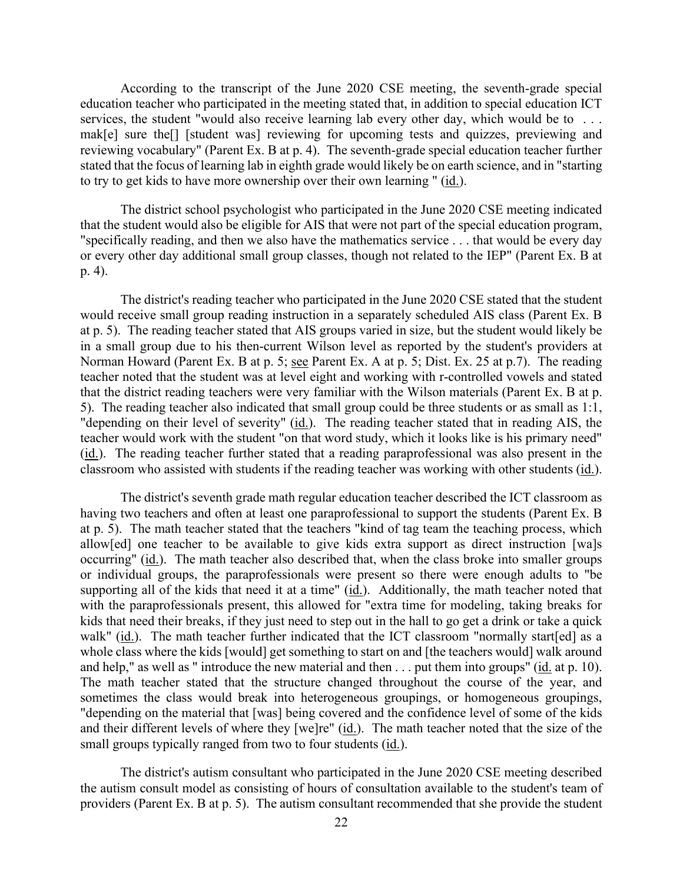According to the transcript of the June 2020 CSE meeting, the seventh-grade special education teacher who participated in the meeting stated that, in addition to special education ICT services, the student "would also receive learning lab every other day, which would be to . . . mak[e] sure the[] [student was] reviewing for upcoming tests and quizzes, previewing and reviewing vocabulary" (Parent Ex. B at p. 4). The seventh-grade special education teacher further stated that the focus of learning lab in eighth grade would likely be on earth science, and in "starting to try to get kids to have more ownership over their own learning " (id.).

The district school psychologist who participated in the June 2020 CSE meeting indicated that the student would also be eligible for AIS that were not part of the special education program, "specifically reading, and then we also have the mathematics service . . . that would be every day or every other day additional small group classes, though not related to the IEP" (Parent Ex. B at p. 4).

The district's reading teacher who participated in the June 2020 CSE stated that the student would receive small group reading instruction in a separately scheduled AIS class (Parent Ex. B at p. 5). The reading teacher stated that AIS groups varied in size, but the student would likely be in a small group due to his then-current Wilson level as reported by the student's providers at Norman Howard (Parent Ex. B at p. 5; see Parent Ex. A at p. 5; Dist. Ex. 25 at p.7). The reading teacher noted that the student was at level eight and working with r-controlled vowels and stated that the district reading teachers were very familiar with the Wilson materials (Parent Ex. B at p. 5). The reading teacher also indicated that small group could be three students or as small as 1:1, "depending on their level of severity" (id.). The reading teacher stated that in reading AIS, the teacher would work with the student "on that word study, which it looks like is his primary need" (id.). The reading teacher further stated that a reading paraprofessional was also present in the classroom who assisted with students if the reading teacher was working with other students (id.).

The district's seventh grade math regular education teacher described the ICT classroom as having two teachers and often at least one paraprofessional to support the students (Parent Ex. B at p. 5). The math teacher stated that the teachers "kind of tag team the teaching process, which allow[ed] one teacher to be available to give kids extra support as direct instruction [wa]s occurring" (id.). The math teacher also described that, when the class broke into smaller groups or individual groups, the paraprofessionals were present so there were enough adults to "be supporting all of the kids that need it at a time" (id.). Additionally, the math teacher noted that with the paraprofessionals present, this allowed for "extra time for modeling, taking breaks for kids that need their breaks, if they just need to step out in the hall to go get a drink or take a quick walk" (id.). The math teacher further indicated that the ICT classroom "normally start[ed] as a whole class where the kids [would] get something to start on and [the teachers would] walk around and help," as well as " introduce the new material and then . . . put them into groups" (id. at p. 10). The math teacher stated that the structure changed throughout the course of the year, and sometimes the class would break into heterogeneous groupings, or homogeneous groupings, "depending on the material that [was] being covered and the confidence level of some of the kids and their different levels of where they [we]re" (id.). The math teacher noted that the size of the small groups typically ranged from two to four students (id.).

The district's autism consultant who participated in the June 2020 CSE meeting described the autism consult model as consisting of hours of consultation available to the student's team of providers (Parent Ex. B at p. 5). The autism consultant recommended that she provide the student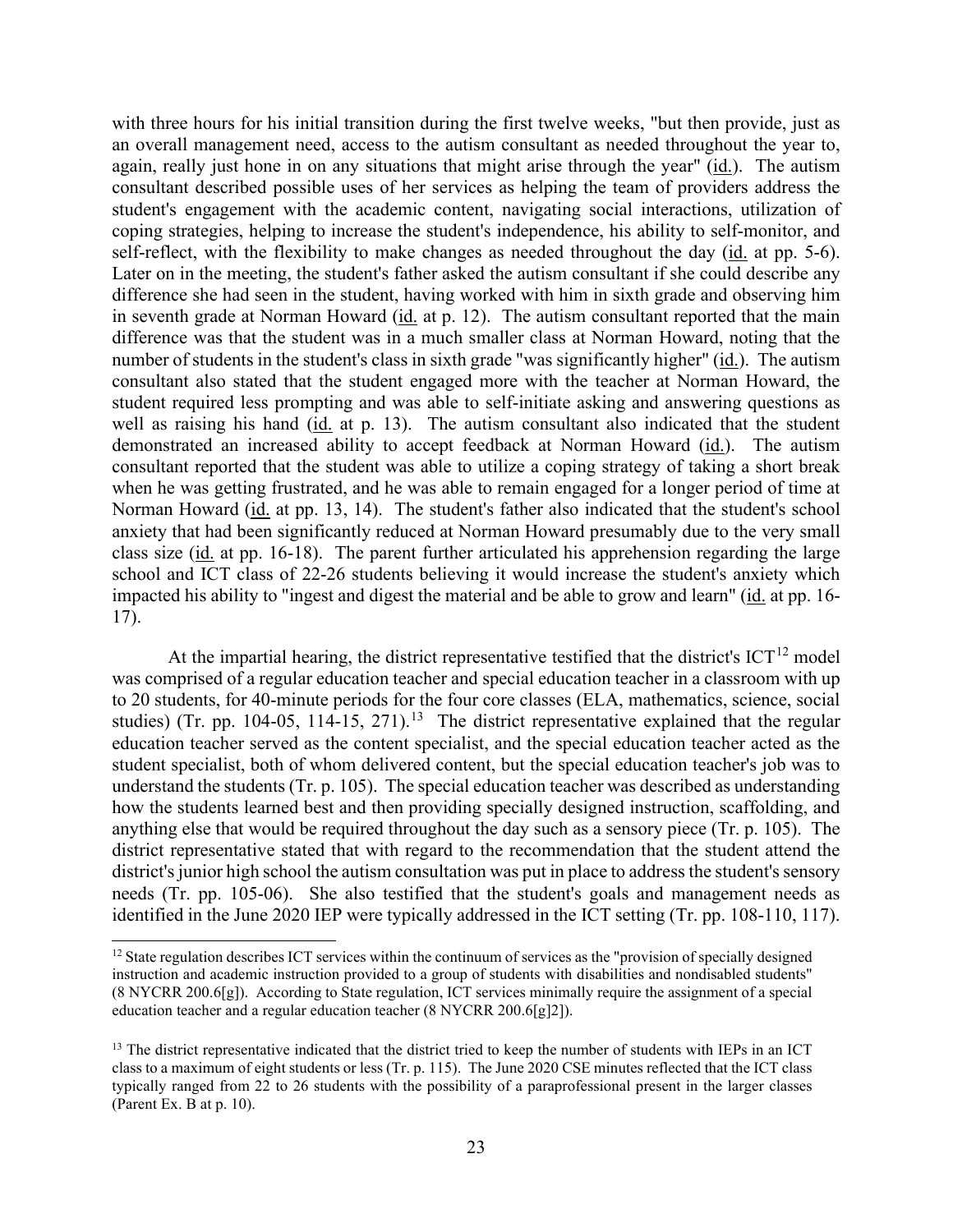with three hours for his initial transition during the first twelve weeks, "but then provide, just as an overall management need, access to the autism consultant as needed throughout the year to, again, really just hone in on any situations that might arise through the year" (id.). The autism consultant described possible uses of her services as helping the team of providers address the student's engagement with the academic content, navigating social interactions, utilization of coping strategies, helping to increase the student's independence, his ability to self-monitor, and self-reflect, with the flexibility to make changes as needed throughout the day (id. at pp. 5-6). Later on in the meeting, the student's father asked the autism consultant if she could describe any difference she had seen in the student, having worked with him in sixth grade and observing him in seventh grade at Norman Howard (id. at p. 12). The autism consultant reported that the main difference was that the student was in a much smaller class at Norman Howard, noting that the number of students in the student's class in sixth grade "was significantly higher" (id.). The autism consultant also stated that the student engaged more with the teacher at Norman Howard, the student required less prompting and was able to self-initiate asking and answering questions as well as raising his hand (id. at p. 13). The autism consultant also indicated that the student demonstrated an increased ability to accept feedback at Norman Howard (id.). The autism consultant reported that the student was able to utilize a coping strategy of taking a short break when he was getting frustrated, and he was able to remain engaged for a longer period of time at Norman Howard (id. at pp. 13, 14). The student's father also indicated that the student's school anxiety that had been significantly reduced at Norman Howard presumably due to the very small class size (id. at pp. 16-18). The parent further articulated his apprehension regarding the large school and ICT class of 22-26 students believing it would increase the student's anxiety which impacted his ability to "ingest and digest the material and be able to grow and learn" (id. at pp. 16-17).

At the impartial hearing, the district representative testified that the district's ICT[12] model was comprised of a regular education teacher and special education teacher in a classroom with up to 20 students, for 40-minute periods for the four core classes (ELA, mathematics, science, social studies) (Tr. pp. 104-05, 114-15, 271).[13] The district representative explained that the regular education teacher served as the content specialist, and the special education teacher acted as the student specialist, both of whom delivered content, but the special education teacher's job was to understand the students (Tr. p. 105). The special education teacher was described as understanding how the students learned best and then providing specially designed instruction, scaffolding, and anything else that would be required throughout the day such as a sensory piece (Tr. p. 105). The district representative stated that with regard to the recommendation that the student attend the district's junior high school the autism consultation was put in place to address the student's sensory needs (Tr. pp. 105-06). She also testified that the student's goals and management needs as identified in the June 2020 IEP were typically addressed in the ICT setting (Tr. pp. 108-110, 117).

[12] State regulation describes ICT services within the continuum of services as the "provision of specially designed instruction and academic instruction provided to a group of students with disabilities and nondisabled students" (8 NYCRR 200.6[g]). According to State regulation, ICT services minimally require the assignment of a special education teacher and a regular education teacher (8 NYCRR 200.6[g][2]).

[13] The district representative indicated that the district tried to keep the number of students with IEPs in an ICT class to a maximum of eight students or less (Tr. p. 115). The June 2020 CSE minutes reflected that the ICT class typically ranged from 22 to 26 students with the possibility of a paraprofessional present in the larger classes (Parent Ex. B at p. 10).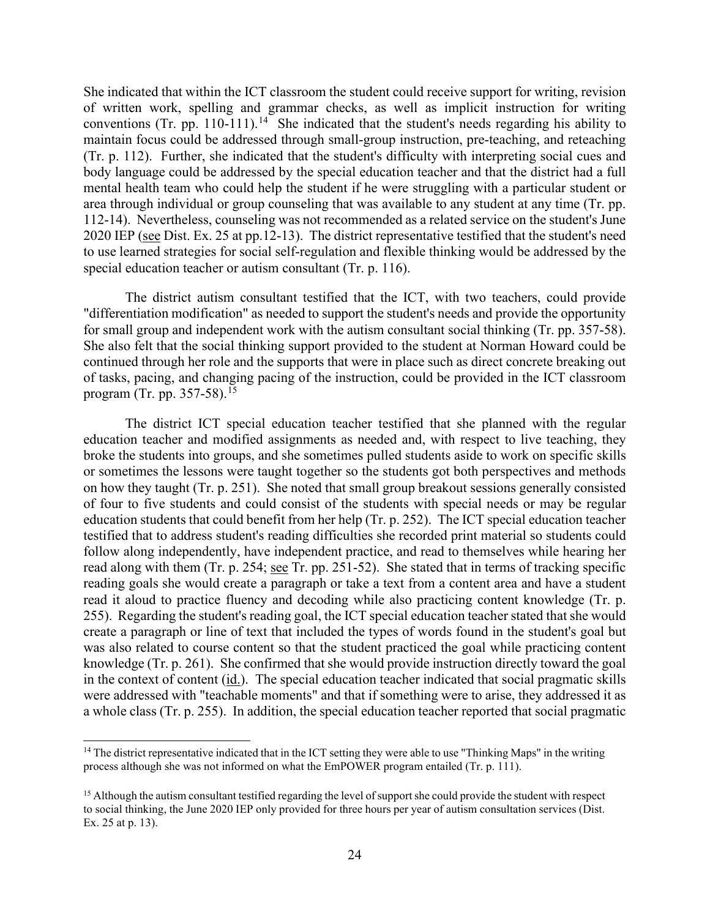She indicated that within the ICT classroom the student could receive support for writing, revision of written work, spelling and grammar checks, as well as implicit instruction for writing conventions (Tr. pp. 110-111).[14] She indicated that the student's needs regarding his ability to maintain focus could be addressed through small-group instruction, pre-teaching, and reteaching (Tr. p. 112). Further, she indicated that the student's difficulty with interpreting social cues and body language could be addressed by the special education teacher and that the district had a full mental health team who could help the student if he were struggling with a particular student or area through individual or group counseling that was available to any student at any time (Tr. pp. 112-14). Nevertheless, counseling was not recommended as a related service on the student's June 2020 IEP (see Dist. Ex. 25 at pp.12-13). The district representative testified that the student's need to use learned strategies for social self-regulation and flexible thinking would be addressed by the special education teacher or autism consultant (Tr. p. 116).

The district autism consultant testified that the ICT, with two teachers, could provide "differentiation modification" as needed to support the student's needs and provide the opportunity for small group and independent work with the autism consultant social thinking (Tr. pp. 357-58). She also felt that the social thinking support provided to the student at Norman Howard could be continued through her role and the supports that were in place such as direct concrete breaking out of tasks, pacing, and changing pacing of the instruction, could be provided in the ICT classroom program (Tr. pp. 357-58).[15]

The district ICT special education teacher testified that she planned with the regular education teacher and modified assignments as needed and, with respect to live teaching, they broke the students into groups, and she sometimes pulled students aside to work on specific skills or sometimes the lessons were taught together so the students got both perspectives and methods on how they taught (Tr. p. 251). She noted that small group breakout sessions generally consisted of four to five students and could consist of the students with special needs or may be regular education students that could benefit from her help (Tr. p. 252). The ICT special education teacher testified that to address student's reading difficulties she recorded print material so students could follow along independently, have independent practice, and read to themselves while hearing her read along with them (Tr. p. 254; see Tr. pp. 251-52). She stated that in terms of tracking specific reading goals she would create a paragraph or take a text from a content area and have a student read it aloud to practice fluency and decoding while also practicing content knowledge (Tr. p. 255). Regarding the student's reading goal, the ICT special education teacher stated that she would create a paragraph or line of text that included the types of words found in the student's goal but was also related to course content so that the student practiced the goal while practicing content knowledge (Tr. p. 261). She confirmed that she would provide instruction directly toward the goal in the context of content (id.). The special education teacher indicated that social pragmatic skills were addressed with "teachable moments" and that if something were to arise, they addressed it as a whole class (Tr. p. 255). In addition, the special education teacher reported that social pragmatic

[14] The district representative indicated that in the ICT setting they were able to use "Thinking Maps" in the writing process although she was not informed on what the EmPOWER program entailed (Tr. p. 111).

[15] Although the autism consultant testified regarding the level of support she could provide the student with respect to social thinking, the June 2020 IEP only provided for three hours per year of autism consultation services (Dist. Ex. 25 at p. 13).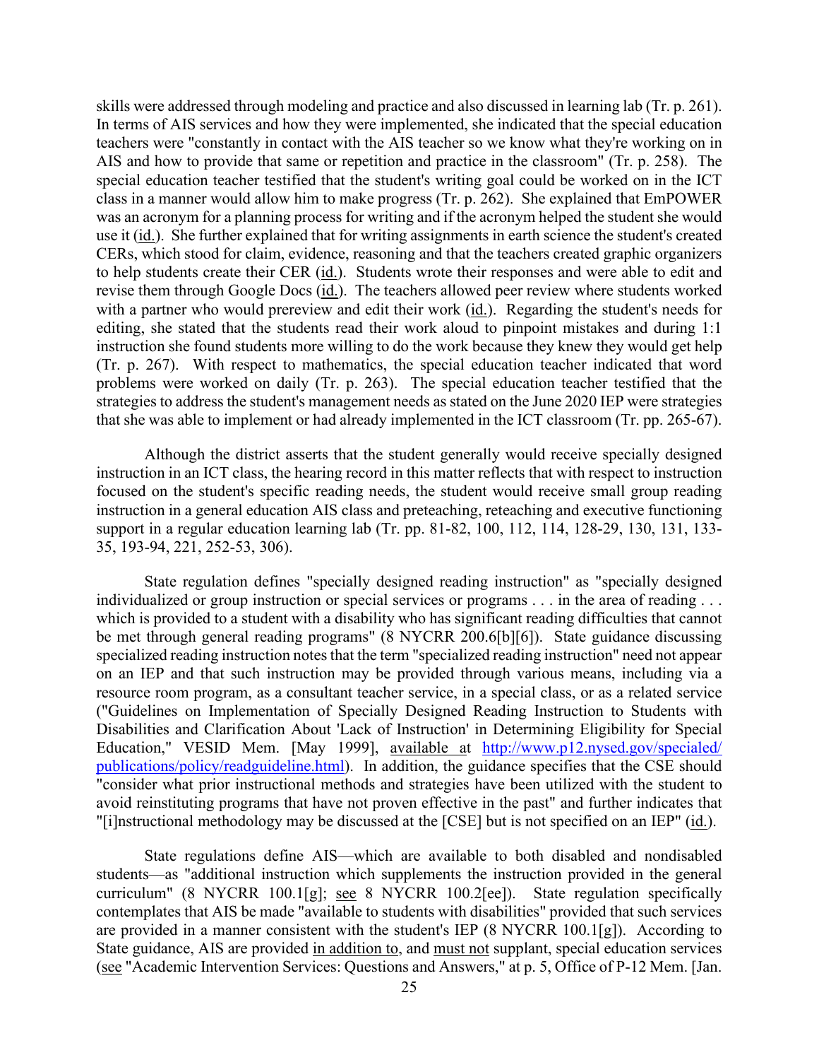skills were addressed through modeling and practice and also discussed in learning lab (Tr. p. 261). In terms of AIS services and how they were implemented, she indicated that the special education teachers were "constantly in contact with the AIS teacher so we know what they're working on in AIS and how to provide that same or repetition and practice in the classroom" (Tr. p. 258). The special education teacher testified that the student's writing goal could be worked on in the ICT class in a manner would allow him to make progress (Tr. p. 262). She explained that EmPOWER was an acronym for a planning process for writing and if the acronym helped the student she would use it (id.). She further explained that for writing assignments in earth science the student's created CERs, which stood for claim, evidence, reasoning and that the teachers created graphic organizers to help students create their CER (id.). Students wrote their responses and were able to edit and revise them through Google Docs (id.). The teachers allowed peer review where students worked with a partner who would prereview and edit their work (id.). Regarding the student's needs for editing, she stated that the students read their work aloud to pinpoint mistakes and during 1:1 instruction she found students more willing to do the work because they knew they would get help (Tr. p. 267). With respect to mathematics, the special education teacher indicated that word problems were worked on daily (Tr. p. 263). The special education teacher testified that the strategies to address the student's management needs as stated on the June 2020 IEP were strategies that she was able to implement or had already implemented in the ICT classroom (Tr. pp. 265-67).

Although the district asserts that the student generally would receive specially designed instruction in an ICT class, the hearing record in this matter reflects that with respect to instruction focused on the student's specific reading needs, the student would receive small group reading instruction in a general education AIS class and preteaching, reteaching and executive functioning support in a regular education learning lab (Tr. pp. 81-82, 100, 112, 114, 128-29, 130, 131, 133-35, 193-94, 221, 252-53, 306).

State regulation defines "specially designed reading instruction" as "specially designed individualized or group instruction or special services or programs . . . in the area of reading . . . which is provided to a student with a disability who has significant reading difficulties that cannot be met through general reading programs" (8 NYCRR 200.6[b][6]). State guidance discussing specialized reading instruction notes that the term "specialized reading instruction" need not appear on an IEP and that such instruction may be provided through various means, including via a resource room program, as a consultant teacher service, in a special class, or as a related service ("Guidelines on Implementation of Specially Designed Reading Instruction to Students with Disabilities and Clarification About 'Lack of Instruction' in Determining Eligibility for Special Education," VESID Mem. [May 1999], available at http://www.p12.nysed.gov/specialed/publications/policy/readguideline.html). In addition, the guidance specifies that the CSE should "consider what prior instructional methods and strategies have been utilized with the student to avoid reinstituting programs that have not proven effective in the past" and further indicates that "[i]nstructional methodology may be discussed at the [CSE] but is not specified on an IEP" (id.).

State regulations define AIS—which are available to both disabled and nondisabled students—as "additional instruction which supplements the instruction provided in the general curriculum" (8 NYCRR 100.1[g]; see 8 NYCRR 100.2[ee]). State regulation specifically contemplates that AIS be made "available to students with disabilities" provided that such services are provided in a manner consistent with the student's IEP (8 NYCRR 100.1[g]). According to State guidance, AIS are provided in addition to, and must not supplant, special education services (see "Academic Intervention Services: Questions and Answers," at p. 5, Office of P-12 Mem. [Jan.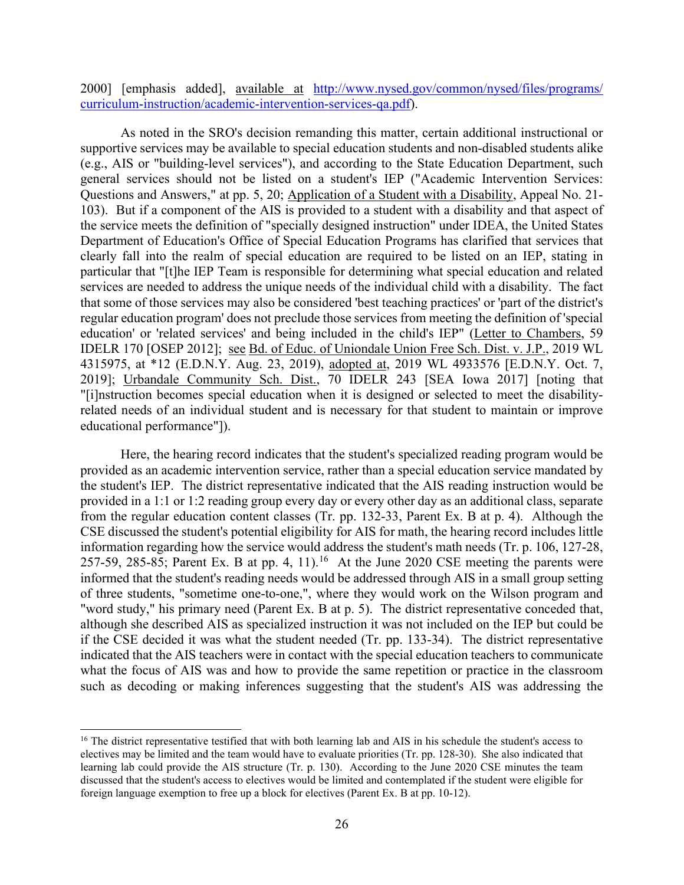2000] [emphasis added], available at http://www.nysed.gov/common/nysed/files/programs/curriculum-instruction/academic-intervention-services-qa.pdf).

As noted in the SRO's decision remanding this matter, certain additional instructional or supportive services may be available to special education students and non-disabled students alike (e.g., AIS or "building-level services"), and according to the State Education Department, such general services should not be listed on a student's IEP ("Academic Intervention Services: Questions and Answers," at pp. 5, 20; Application of a Student with a Disability, Appeal No. 21-103). But if a component of the AIS is provided to a student with a disability and that aspect of the service meets the definition of "specially designed instruction" under IDEA, the United States Department of Education's Office of Special Education Programs has clarified that services that clearly fall into the realm of special education are required to be listed on an IEP, stating in particular that "[t]he IEP Team is responsible for determining what special education and related services are needed to address the unique needs of the individual child with a disability. The fact that some of those services may also be considered 'best teaching practices' or 'part of the district's regular education program' does not preclude those services from meeting the definition of 'special education' or 'related services' and being included in the child's IEP" (Letter to Chambers, 59 IDELR 170 [OSEP 2012]; see Bd. of Educ. of Uniondale Union Free Sch. Dist. v. J.P., 2019 WL 4315975, at *12 (E.D.N.Y. Aug. 23, 2019), adopted at, 2019 WL 4933576 [E.D.N.Y. Oct. 7, 2019]; Urbandale Community Sch. Dist., 70 IDELR 243 [SEA Iowa 2017] [noting that "[i]nstruction becomes special education when it is designed or selected to meet the disability-related needs of an individual student and is necessary for that student to maintain or improve educational performance"]).

Here, the hearing record indicates that the student's specialized reading program would be provided as an academic intervention service, rather than a special education service mandated by the student's IEP. The district representative indicated that the AIS reading instruction would be provided in a 1:1 or 1:2 reading group every day or every other day as an additional class, separate from the regular education content classes (Tr. pp. 132-33, Parent Ex. B at p. 4). Although the CSE discussed the student's potential eligibility for AIS for math, the hearing record includes little information regarding how the service would address the student's math needs (Tr. p. 106, 127-28, 257-59, 285-85; Parent Ex. B at pp. 4, 11).[16] At the June 2020 CSE meeting the parents were informed that the student's reading needs would be addressed through AIS in a small group setting of three students, "sometime one-to-one,", where they would work on the Wilson program and "word study," his primary need (Parent Ex. B at p. 5). The district representative conceded that, although she described AIS as specialized instruction it was not included on the IEP but could be if the CSE decided it was what the student needed (Tr. pp. 133-34). The district representative indicated that the AIS teachers were in contact with the special education teachers to communicate what the focus of AIS was and how to provide the same repetition or practice in the classroom such as decoding or making inferences suggesting that the student's AIS was addressing the

[16] The district representative testified that with both learning lab and AIS in his schedule the student's access to electives may be limited and the team would have to evaluate priorities (Tr. pp. 128-30). She also indicated that learning lab could provide the AIS structure (Tr. p. 130). According to the June 2020 CSE minutes the team discussed that the student's access to electives would be limited and contemplated if the student were eligible for foreign language exemption to free up a block for electives (Parent Ex. B at pp. 10-12).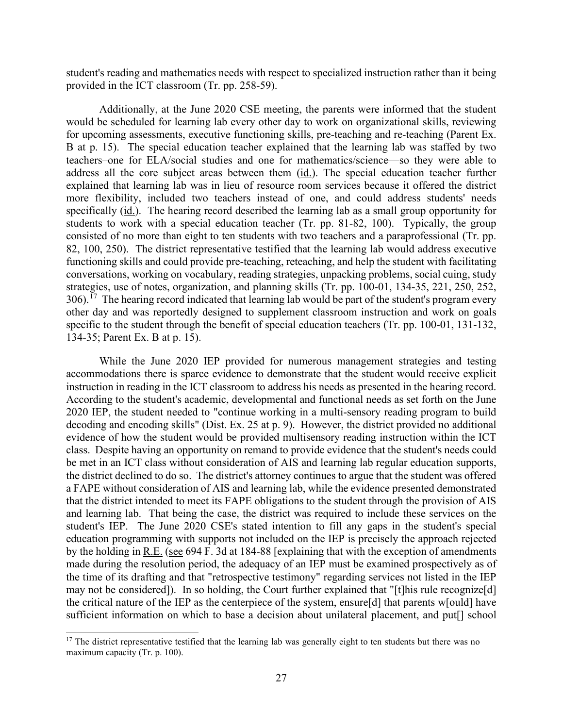student's reading and mathematics needs with respect to specialized instruction rather than it being provided in the ICT classroom (Tr. pp. 258-59).

Additionally, at the June 2020 CSE meeting, the parents were informed that the student would be scheduled for learning lab every other day to work on organizational skills, reviewing for upcoming assessments, executive functioning skills, pre-teaching and re-teaching (Parent Ex. B at p. 15). The special education teacher explained that the learning lab was staffed by two teachers–one for ELA/social studies and one for mathematics/science—so they were able to address all the core subject areas between them (id.). The special education teacher further explained that learning lab was in lieu of resource room services because it offered the district more flexibility, included two teachers instead of one, and could address students' needs specifically (id.). The hearing record described the learning lab as a small group opportunity for students to work with a special education teacher (Tr. pp. 81-82, 100). Typically, the group consisted of no more than eight to ten students with two teachers and a paraprofessional (Tr. pp. 82, 100, 250). The district representative testified that the learning lab would address executive functioning skills and could provide pre-teaching, reteaching, and help the student with facilitating conversations, working on vocabulary, reading strategies, unpacking problems, social cuing, study strategies, use of notes, organization, and planning skills (Tr. pp. 100-01, 134-35, 221, 250, 252, 306).[17] The hearing record indicated that learning lab would be part of the student's program every other day and was reportedly designed to supplement classroom instruction and work on goals specific to the student through the benefit of special education teachers (Tr. pp. 100-01, 131-132, 134-35; Parent Ex. B at p. 15).

While the June 2020 IEP provided for numerous management strategies and testing accommodations there is sparce evidence to demonstrate that the student would receive explicit instruction in reading in the ICT classroom to address his needs as presented in the hearing record. According to the student's academic, developmental and functional needs as set forth on the June 2020 IEP, the student needed to "continue working in a multi-sensory reading program to build decoding and encoding skills" (Dist. Ex. 25 at p. 9). However, the district provided no additional evidence of how the student would be provided multisensory reading instruction within the ICT class. Despite having an opportunity on remand to provide evidence that the student's needs could be met in an ICT class without consideration of AIS and learning lab regular education supports, the district declined to do so. The district's attorney continues to argue that the student was offered a FAPE without consideration of AIS and learning lab, while the evidence presented demonstrated that the district intended to meet its FAPE obligations to the student through the provision of AIS and learning lab. That being the case, the district was required to include these services on the student's IEP. The June 2020 CSE's stated intention to fill any gaps in the student's special education programming with supports not included on the IEP is precisely the approach rejected by the holding in R.E. (see 694 F. 3d at 184-88 [explaining that with the exception of amendments made during the resolution period, the adequacy of an IEP must be examined prospectively as of the time of its drafting and that "retrospective testimony" regarding services not listed in the IEP may not be considered]). In so holding, the Court further explained that "[t]his rule recognize[d] the critical nature of the IEP as the centerpiece of the system, ensure[d] that parents w[ould] have sufficient information on which to base a decision about unilateral placement, and put[] school

[17] The district representative testified that the learning lab was generally eight to ten students but there was no maximum capacity (Tr. p. 100).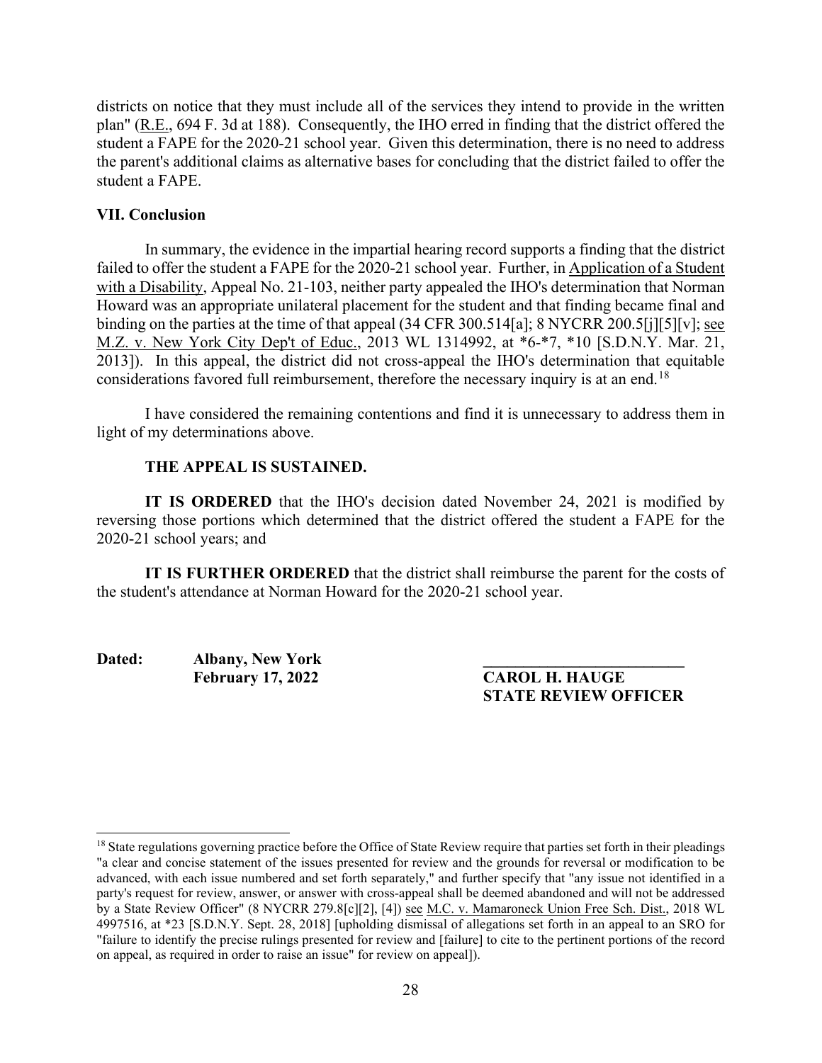districts on notice that they must include all of the services they intend to provide in the written plan" (R.E., 694 F. 3d at 188). Consequently, the IHO erred in finding that the district offered the student a FAPE for the 2020-21 school year. Given this determination, there is no need to address the parent's additional claims as alternative bases for concluding that the district failed to offer the student a FAPE.

### VII. Conclusion

In summary, the evidence in the impartial hearing record supports a finding that the district failed to offer the student a FAPE for the 2020-21 school year. Further, in Application of a Student with a Disability, Appeal No. 21-103, neither party appealed the IHO's determination that Norman Howard was an appropriate unilateral placement for the student and that finding became final and binding on the parties at the time of that appeal (34 CFR 300.514[a]; 8 NYCRR 200.5[j][5][v]; see M.Z. v. New York City Dep't of Educ., 2013 WL 1314992, at *6-*7, *10 [S.D.N.Y. Mar. 21, 2013]). In this appeal, the district did not cross-appeal the IHO's determination that equitable considerations favored full reimbursement, therefore the necessary inquiry is at an end.[18]

I have considered the remaining contentions and find it is unnecessary to address them in light of my determinations above.

**THE APPEAL IS SUSTAINED.**

**IT IS ORDERED** that the IHO's decision dated November 24, 2021 is modified by reversing those portions which determined that the district offered the student a FAPE for the 2020-21 school years; and

**IT IS FURTHER ORDERED** that the district shall reimburse the parent for the costs of the student's attendance at Norman Howard for the 2020-21 school year.

**Dated: Albany, New York**
**February 17, 2022**

_________________________
**CAROL H. HAUGE**
**STATE REVIEW OFFICER**

---

[18] State regulations governing practice before the Office of State Review require that parties set forth in their pleadings "a clear and concise statement of the issues presented for review and the grounds for reversal or modification to be advanced, with each issue numbered and set forth separately," and further specify that "any issue not identified in a party's request for review, answer, or answer with cross-appeal shall be deemed abandoned and will not be addressed by a State Review Officer" (8 NYCRR 279.8[c][2], [4]) see M.C. v. Mamaroneck Union Free Sch. Dist., 2018 WL 4997516, at *23 [S.D.N.Y. Sept. 28, 2018] [upholding dismissal of allegations set forth in an appeal to an SRO for "failure to identify the precise rulings presented for review and [failure] to cite to the pertinent portions of the record on appeal, as required in order to raise an issue" for review on appeal]).